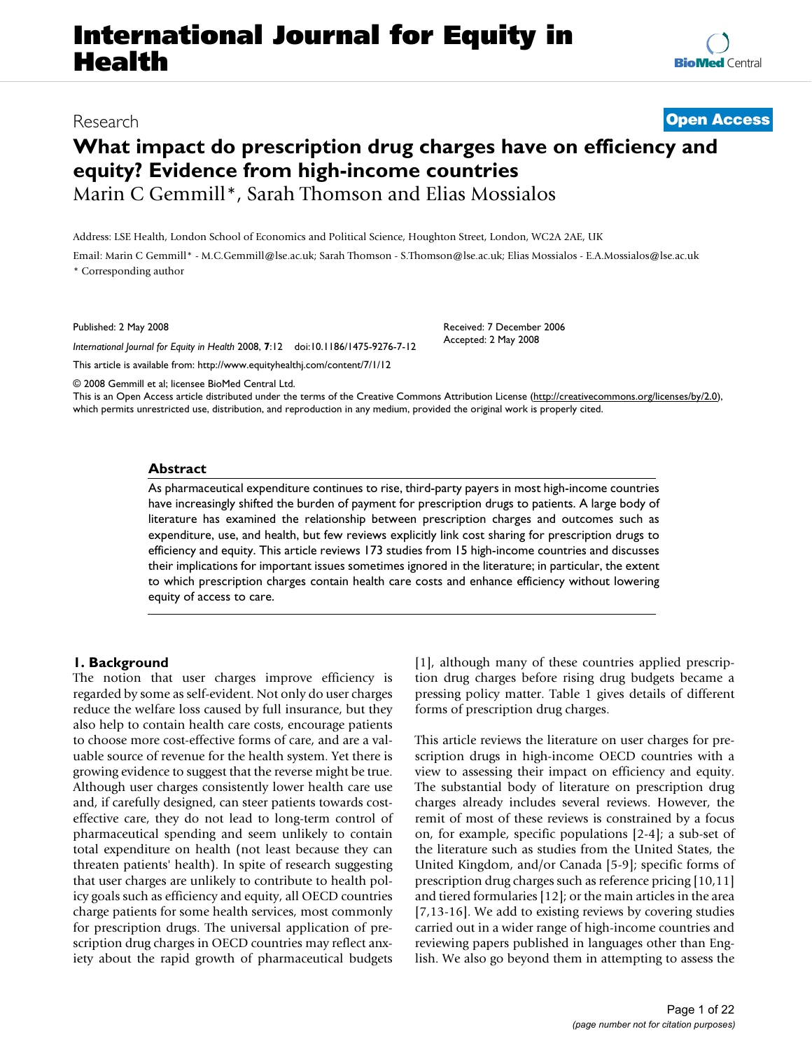Research

**Open Access**

# What impact do prescription drug charges have on efficiency and equity? Evidence from high-income countries

Marin C Gemmill*, Sarah Thomson and Elias Mossialos

Address: LSE Health, London School of Economics and Political Science, Houghton Street, London, WC2A 2AE, UK

Email: Marin C Gemmill* - M.C.Gemmill@lse.ac.uk; Sarah Thomson - S.Thomson@lse.ac.uk; Elias Mossialos - E.A.Mossialos@lse.ac.uk

* Corresponding author

Published: 2 May 2008

*International Journal for Equity in Health* 2008, **7**:12 doi:10.1186/1475-9276-7-12

Received: 7 December 2006

Accepted: 2 May 2008

This article is available from: http://www.equityhealthj.com/content/7/1/12

© 2008 Gemmill et al; licensee BioMed Central Ltd.

This is an Open Access article distributed under the terms of the Creative Commons Attribution License (http://creativecommons.org/licenses/by/2.0), which permits unrestricted use, distribution, and reproduction in any medium, provided the original work is properly cited.

## Abstract

As pharmaceutical expenditure continues to rise, third-party payers in most high-income countries have increasingly shifted the burden of payment for prescription drugs to patients. A large body of literature has examined the relationship between prescription charges and outcomes such as expenditure, use, and health, but few reviews explicitly link cost sharing for prescription drugs to efficiency and equity. This article reviews 173 studies from 15 high-income countries and discusses their implications for important issues sometimes ignored in the literature; in particular, the extent to which prescription charges contain health care costs and enhance efficiency without lowering equity of access to care.

## 1. Background

The notion that user charges improve efficiency is regarded by some as self-evident. Not only do user charges reduce the welfare loss caused by full insurance, but they also help to contain health care costs, encourage patients to choose more cost-effective forms of care, and are a valuable source of revenue for the health system. Yet there is growing evidence to suggest that the reverse might be true. Although user charges consistently lower health care use and, if carefully designed, can steer patients towards cost-effective care, they do not lead to long-term control of pharmaceutical spending and seem unlikely to contain total expenditure on health (not least because they can threaten patients' health). In spite of research suggesting that user charges are unlikely to contribute to health policy goals such as efficiency and equity, all OECD countries charge patients for some health services, most commonly for prescription drugs. The universal application of prescription drug charges in OECD countries may reflect anxiety about the rapid growth of pharmaceutical budgets [1], although many of these countries applied prescription drug charges before rising drug budgets became a pressing policy matter. Table 1 gives details of different forms of prescription drug charges.

This article reviews the literature on user charges for prescription drugs in high-income OECD countries with a view to assessing their impact on efficiency and equity. The substantial body of literature on prescription drug charges already includes several reviews. However, the remit of most of these reviews is constrained by a focus on, for example, specific populations [2-4]; a sub-set of the literature such as studies from the United States, the United Kingdom, and/or Canada [5-9]; specific forms of prescription drug charges such as reference pricing [10,11] and tiered formularies [12]; or the main articles in the area [7,13-16]. We add to existing reviews by covering studies carried out in a wider range of high-income countries and reviewing papers published in languages other than English. We also go beyond them in attempting to assess the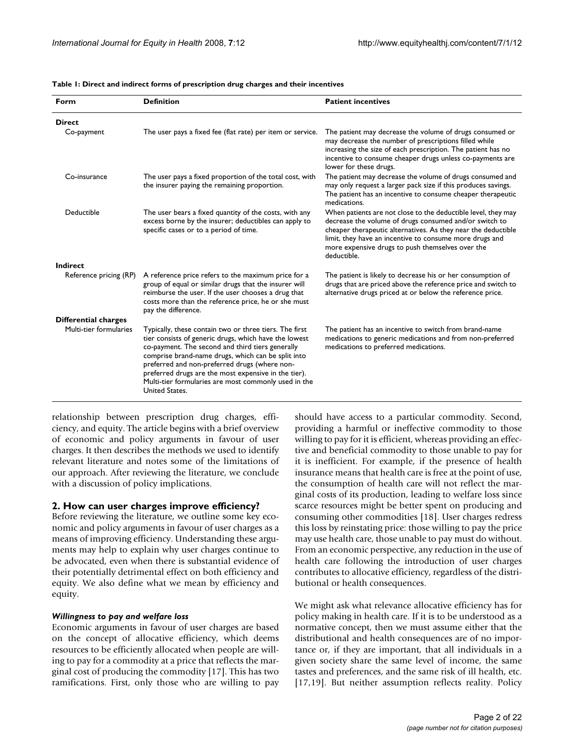**Table 1: Direct and indirect forms of prescription drug charges and their incentives**

| Form | Definition | Patient incentives |
|---|---|---|
| **Direct** | | |
| Co-payment | The user pays a fixed fee (flat rate) per item or service. | The patient may decrease the volume of drugs consumed or may decrease the number of prescriptions filled while increasing the size of each prescription. The patient has no incentive to consume cheaper drugs unless co-payments are lower for these drugs. |
| Co-insurance | The user pays a fixed proportion of the total cost, with the insurer paying the remaining proportion. | The patient may decrease the volume of drugs consumed and may only request a larger pack size if this produces savings. The patient has an incentive to consume cheaper therapeutic medications. |
| Deductible | The user bears a fixed quantity of the costs, with any excess borne by the insurer; deductibles can apply to specific cases or to a period of time. | When patients are not close to the deductible level, they may decrease the volume of drugs consumed and/or switch to cheaper therapeutic alternatives. As they near the deductible limit, they have an incentive to consume more drugs and more expensive drugs to push themselves over the deductible. |
| **Indirect** | | |
| Reference pricing (RP) | A reference price refers to the maximum price for a group of equal or similar drugs that the insurer will reimburse the user. If the user chooses a drug that costs more than the reference price, he or she must pay the difference. | The patient is likely to decrease his or her consumption of drugs that are priced above the reference price and switch to alternative drugs priced at or below the reference price. |
| **Differential charges** | | |
| Multi-tier formularies | Typically, these contain two or three tiers. The first tier consists of generic drugs, which have the lowest co-payment. The second and third tiers generally comprise brand-name drugs, which can be split into preferred and non-preferred drugs (where non-preferred drugs are the most expensive in the tier). Multi-tier formularies are most commonly used in the United States. | The patient has an incentive to switch from brand-name medications to generic medications and from non-preferred medications to preferred medications. |

relationship between prescription drug charges, efficiency, and equity. The article begins with a brief overview of economic and policy arguments in favour of user charges. It then describes the methods we used to identify relevant literature and notes some of the limitations of our approach. After reviewing the literature, we conclude with a discussion of policy implications.

## 2. How can user charges improve efficiency?

Before reviewing the literature, we outline some key economic and policy arguments in favour of user charges as a means of improving efficiency. Understanding these arguments may help to explain why user charges continue to be advocated, even when there is substantial evidence of their potentially detrimental effect on both efficiency and equity. We also define what we mean by efficiency and equity.

### *Willingness to pay and welfare loss*

Economic arguments in favour of user charges are based on the concept of allocative efficiency, which deems resources to be efficiently allocated when people are willing to pay for a commodity at a price that reflects the marginal cost of producing the commodity [17]. This has two ramifications. First, only those who are willing to pay should have access to a particular commodity. Second, providing a harmful or ineffective commodity to those willing to pay for it is efficient, whereas providing an effective and beneficial commodity to those unable to pay for it is inefficient. For example, if the presence of health insurance means that health care is free at the point of use, the consumption of health care will not reflect the marginal costs of its production, leading to welfare loss since scarce resources might be better spent on producing and consuming other commodities [18]. User charges redress this loss by reinstating price: those willing to pay the price may use health care, those unable to pay must do without. From an economic perspective, any reduction in the use of health care following the introduction of user charges contributes to allocative efficiency, regardless of the distributional or health consequences.

We might ask what relevance allocative efficiency has for policy making in health care. If it is to be understood as a normative concept, then we must assume either that the distributional and health consequences are of no importance or, if they are important, that all individuals in a given society share the same level of income, the same tastes and preferences, and the same risk of ill health, etc. [17,19]. But neither assumption reflects reality. Policy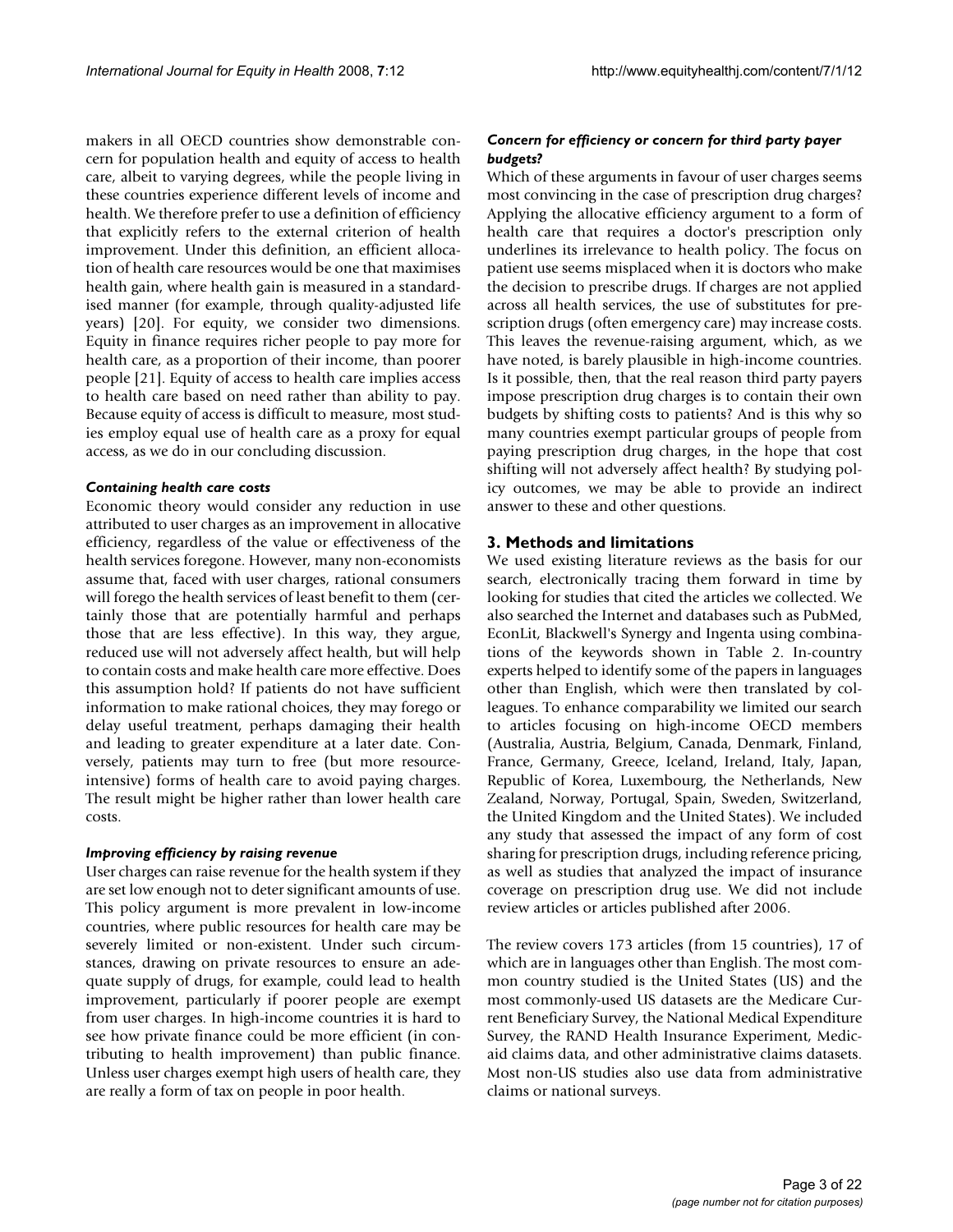makers in all OECD countries show demonstrable concern for population health and equity of access to health care, albeit to varying degrees, while the people living in these countries experience different levels of income and health. We therefore prefer to use a definition of efficiency that explicitly refers to the external criterion of health improvement. Under this definition, an efficient allocation of health care resources would be one that maximises health gain, where health gain is measured in a standardised manner (for example, through quality-adjusted life years) [20]. For equity, we consider two dimensions. Equity in finance requires richer people to pay more for health care, as a proportion of their income, than poorer people [21]. Equity of access to health care implies access to health care based on need rather than ability to pay. Because equity of access is difficult to measure, most studies employ equal use of health care as a proxy for equal access, as we do in our concluding discussion.

#### *Containing health care costs*

Economic theory would consider any reduction in use attributed to user charges as an improvement in allocative efficiency, regardless of the value or effectiveness of the health services foregone. However, many non-economists assume that, faced with user charges, rational consumers will forego the health services of least benefit to them (certainly those that are potentially harmful and perhaps those that are less effective). In this way, they argue, reduced use will not adversely affect health, but will help to contain costs and make health care more effective. Does this assumption hold? If patients do not have sufficient information to make rational choices, they may forego or delay useful treatment, perhaps damaging their health and leading to greater expenditure at a later date. Conversely, patients may turn to free (but more resource-intensive) forms of health care to avoid paying charges. The result might be higher rather than lower health care costs.

#### *Improving efficiency by raising revenue*

User charges can raise revenue for the health system if they are set low enough not to deter significant amounts of use. This policy argument is more prevalent in low-income countries, where public resources for health care may be severely limited or non-existent. Under such circumstances, drawing on private resources to ensure an adequate supply of drugs, for example, could lead to health improvement, particularly if poorer people are exempt from user charges. In high-income countries it is hard to see how private finance could be more efficient (in contributing to health improvement) than public finance. Unless user charges exempt high users of health care, they are really a form of tax on people in poor health.

#### *Concern for efficiency or concern for third party payer budgets?*

Which of these arguments in favour of user charges seems most convincing in the case of prescription drug charges? Applying the allocative efficiency argument to a form of health care that requires a doctor's prescription only underlines its irrelevance to health policy. The focus on patient use seems misplaced when it is doctors who make the decision to prescribe drugs. If charges are not applied across all health services, the use of substitutes for prescription drugs (often emergency care) may increase costs. This leaves the revenue-raising argument, which, as we have noted, is barely plausible in high-income countries. Is it possible, then, that the real reason third party payers impose prescription drug charges is to contain their own budgets by shifting costs to patients? And is this why so many countries exempt particular groups of people from paying prescription drug charges, in the hope that cost shifting will not adversely affect health? By studying policy outcomes, we may be able to provide an indirect answer to these and other questions.

## 3. Methods and limitations

We used existing literature reviews as the basis for our search, electronically tracing them forward in time by looking for studies that cited the articles we collected. We also searched the Internet and databases such as PubMed, EconLit, Blackwell's Synergy and Ingenta using combinations of the keywords shown in Table 2. In-country experts helped to identify some of the papers in languages other than English, which were then translated by colleagues. To enhance comparability we limited our search to articles focusing on high-income OECD members (Australia, Austria, Belgium, Canada, Denmark, Finland, France, Germany, Greece, Iceland, Ireland, Italy, Japan, Republic of Korea, Luxembourg, the Netherlands, New Zealand, Norway, Portugal, Spain, Sweden, Switzerland, the United Kingdom and the United States). We included any study that assessed the impact of any form of cost sharing for prescription drugs, including reference pricing, as well as studies that analyzed the impact of insurance coverage on prescription drug use. We did not include review articles or articles published after 2006.

The review covers 173 articles (from 15 countries), 17 of which are in languages other than English. The most common country studied is the United States (US) and the most commonly-used US datasets are the Medicare Current Beneficiary Survey, the National Medical Expenditure Survey, the RAND Health Insurance Experiment, Medicaid claims data, and other administrative claims datasets. Most non-US studies also use data from administrative claims or national surveys.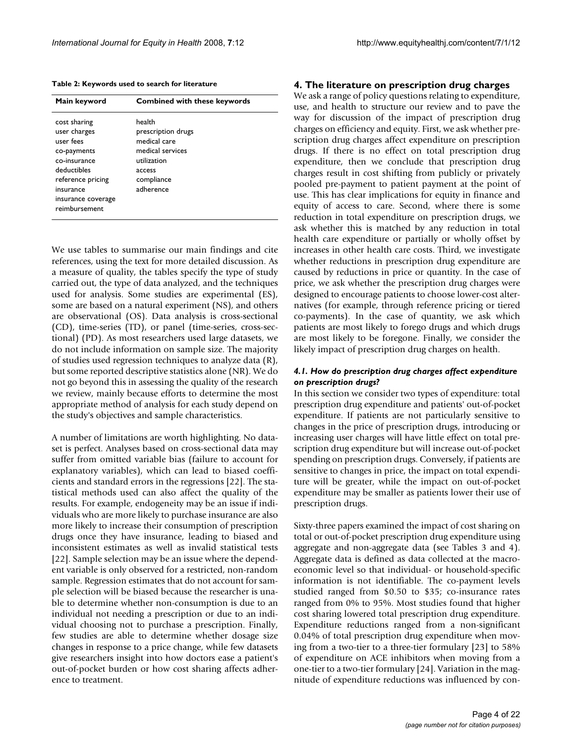**Table 2: Keywords used to search for literature**

| Main keyword | Combined with these keywords |
| --- | --- |
| cost sharing | health |
| user charges | prescription drugs |
| user fees | medical care |
| co-payments | medical services |
| co-insurance | utilization |
| deductibles | access |
| reference pricing | compliance |
| insurance | adherence |
| insurance coverage | |
| reimbursement | |

We use tables to summarise our main findings and cite references, using the text for more detailed discussion. As a measure of quality, the tables specify the type of study carried out, the type of data analyzed, and the techniques used for analysis. Some studies are experimental (ES), some are based on a natural experiment (NS), and others are observational (OS). Data analysis is cross-sectional (CD), time-series (TD), or panel (time-series, cross-sectional) (PD). As most researchers used large datasets, we do not include information on sample size. The majority of studies used regression techniques to analyze data (R), but some reported descriptive statistics alone (NR). We do not go beyond this in assessing the quality of the research we review, mainly because efforts to determine the most appropriate method of analysis for each study depend on the study's objectives and sample characteristics.

A number of limitations are worth highlighting. No dataset is perfect. Analyses based on cross-sectional data may suffer from omitted variable bias (failure to account for explanatory variables), which can lead to biased coefficients and standard errors in the regressions [22]. The statistical methods used can also affect the quality of the results. For example, endogeneity may be an issue if individuals who are more likely to purchase insurance are also more likely to increase their consumption of prescription drugs once they have insurance, leading to biased and inconsistent estimates as well as invalid statistical tests [22]. Sample selection may be an issue where the dependent variable is only observed for a restricted, non-random sample. Regression estimates that do not account for sample selection will be biased because the researcher is unable to determine whether non-consumption is due to an individual not needing a prescription or due to an individual choosing not to purchase a prescription. Finally, few studies are able to determine whether dosage size changes in response to a price change, while few datasets give researchers insight into how doctors ease a patient's out-of-pocket burden or how cost sharing affects adherence to treatment.

## 4. The literature on prescription drug charges

We ask a range of policy questions relating to expenditure, use, and health to structure our review and to pave the way for discussion of the impact of prescription drug charges on efficiency and equity. First, we ask whether prescription drug charges affect expenditure on prescription drugs. If there is no effect on total prescription drug expenditure, then we conclude that prescription drug charges result in cost shifting from publicly or privately pooled pre-payment to patient payment at the point of use. This has clear implications for equity in finance and equity of access to care. Second, where there is some reduction in total expenditure on prescription drugs, we ask whether this is matched by any reduction in total health care expenditure or partially or wholly offset by increases in other health care costs. Third, we investigate whether reductions in prescription drug expenditure are caused by reductions in price or quantity. In the case of price, we ask whether the prescription drug charges were designed to encourage patients to choose lower-cost alternatives (for example, through reference pricing or tiered co-payments). In the case of quantity, we ask which patients are most likely to forego drugs and which drugs are most likely to be foregone. Finally, we consider the likely impact of prescription drug charges on health.

### *4.1. How do prescription drug charges affect expenditure on prescription drugs?*

In this section we consider two types of expenditure: total prescription drug expenditure and patients' out-of-pocket expenditure. If patients are not particularly sensitive to changes in the price of prescription drugs, introducing or increasing user charges will have little effect on total prescription drug expenditure but will increase out-of-pocket spending on prescription drugs. Conversely, if patients are sensitive to changes in price, the impact on total expenditure will be greater, while the impact on out-of-pocket expenditure may be smaller as patients lower their use of prescription drugs.

Sixty-three papers examined the impact of cost sharing on total or out-of-pocket prescription drug expenditure using aggregate and non-aggregate data (see Tables 3 and 4). Aggregate data is defined as data collected at the macroeconomic level so that individual- or household-specific information is not identifiable. The co-payment levels studied ranged from \$0.50 to \$35; co-insurance rates ranged from 0% to 95%. Most studies found that higher cost sharing lowered total prescription drug expenditure. Expenditure reductions ranged from a non-significant 0.04% of total prescription drug expenditure when moving from a two-tier to a three-tier formulary [23] to 58% of expenditure on ACE inhibitors when moving from a one-tier to a two-tier formulary [24]. Variation in the magnitude of expenditure reductions was influenced by con-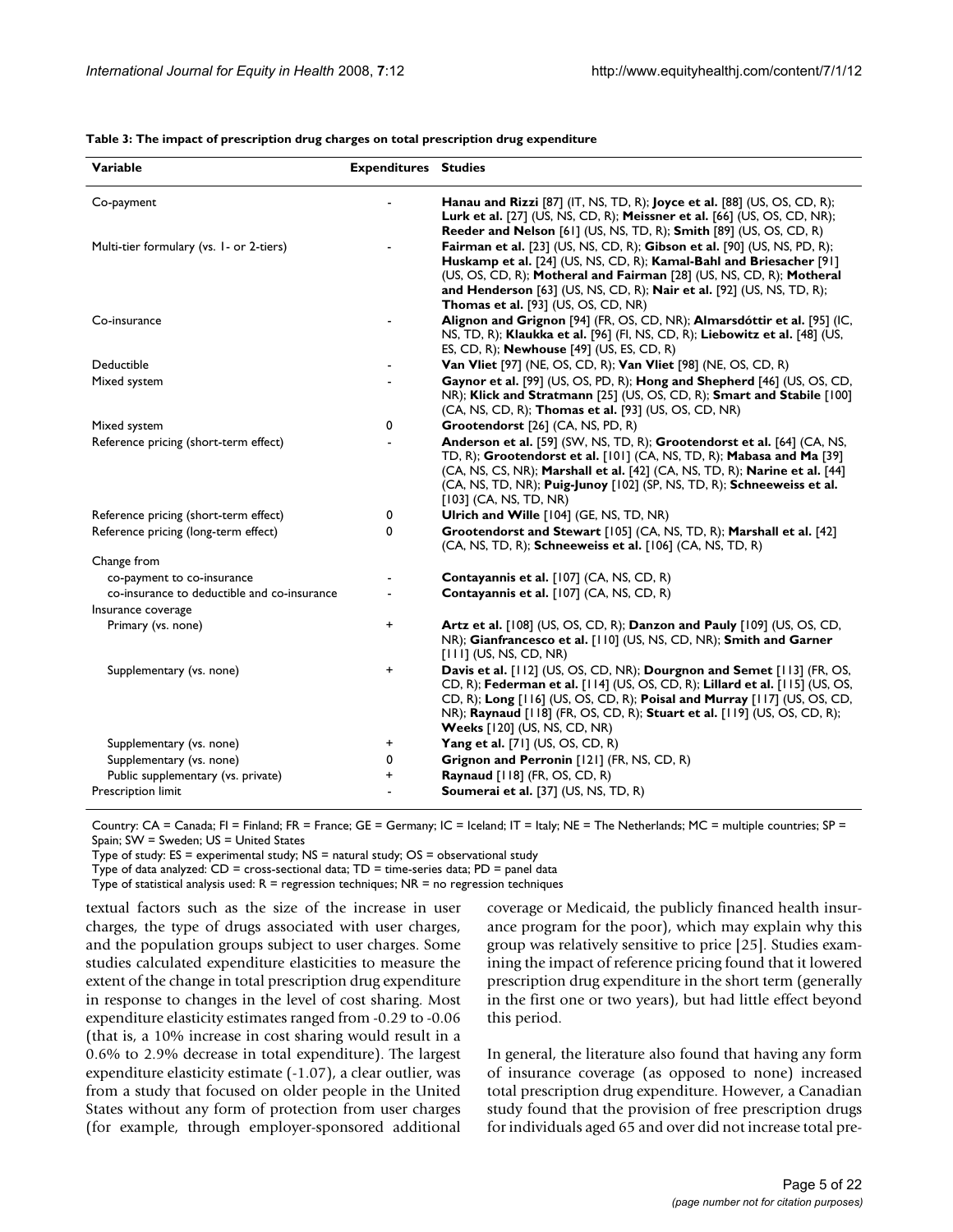**Table 3: The impact of prescription drug charges on total prescription drug expenditure**

| Variable | Expenditures | Studies |
| --- | --- | --- |
| Co-payment | - | **Hanau and Rizzi** [87] (IT, NS, TD, R); **Joyce et al.** [88] (US, OS, CD, R); **Lurk et al.** [27] (US, NS, CD, R); **Meissner et al.** [66] (US, OS, CD, NR); **Reeder and Nelson** [61] (US, NS, TD, R); **Smith** [89] (US, OS, CD, R) |
| Multi-tier formulary (vs. 1- or 2-tiers) | - | **Fairman et al.** [23] (US, NS, CD, R); **Gibson et al.** [90] (US, NS, PD, R); **Huskamp et al.** [24] (US, NS, CD, R); **Kamal-Bahl and Briesacher** [91] (US, OS, CD, R); **Motheral and Fairman** [28] (US, NS, CD, R); **Motheral and Henderson** [63] (US, NS, CD, R); **Nair et al.** [92] (US, NS, TD, R); **Thomas et al.** [93] (US, OS, CD, NR) |
| Co-insurance | - | **Alignon and Grignon** [94] (FR, OS, CD, NR); **Almarsdóttir et al.** [95] (IC, NS, TD, R); **Klaukka et al.** [96] (FI, NS, CD, R); **Liebowitz et al.** [48] (US, ES, CD, R); **Newhouse** [49] (US, ES, CD, R) |
| Deductible | - | **Van Vliet** [97] (NE, OS, CD, R); **Van Vliet** [98] (NE, OS, CD, R) |
| Mixed system | - | **Gaynor et al.** [99] (US, OS, PD, R); **Hong and Shepherd** [46] (US, OS, CD, NR); **Klick and Stratmann** [25] (US, OS, CD, R); **Smart and Stabile** [100] (CA, NS, CD, R); **Thomas et al.** [93] (US, OS, CD, NR) |
| Mixed system | 0 | **Grootendorst** [26] (CA, NS, PD, R) |
| Reference pricing (short-term effect) | - | **Anderson et al.** [59] (SW, NS, TD, R); **Grootendorst et al.** [64] (CA, NS, TD, R); **Grootendorst et al.** [101] (CA, NS, TD, R); **Mabasa and Ma** [39] (CA, NS, CS, NR); **Marshall et al.** [42] (CA, NS, TD, R); **Narine et al.** [44] (CA, NS, TD, NR); **Puig-Junoy** [102] (SP, NS, TD, R); **Schneeweiss et al.** [103] (CA, NS, TD, NR) |
| Reference pricing (short-term effect) | 0 | **Ulrich and Wille** [104] (GE, NS, TD, NR) |
| Reference pricing (long-term effect) | 0 | **Grootendorst and Stewart** [105] (CA, NS, TD, R); **Marshall et al.** [42] (CA, NS, TD, R); **Schneeweiss et al.** [106] (CA, NS, TD, R) |
| Change from | | |
| co-payment to co-insurance | - | **Contayannis et al.** [107] (CA, NS, CD, R) |
| co-insurance to deductible and co-insurance | - | **Contayannis et al.** [107] (CA, NS, CD, R) |
| Insurance coverage | | |
| Primary (vs. none) | + | **Artz et al.** [108] (US, OS, CD, R); **Danzon and Pauly** [109] (US, OS, CD, NR); **Gianfrancesco et al.** [110] (US, NS, CD, NR); **Smith and Garner** [111] (US, NS, CD, NR) |
| Supplementary (vs. none) | + | **Davis et al.** [112] (US, OS, CD, NR); **Dourgnon and Semet** [113] (FR, OS, CD, R); **Federman et al.** [114] (US, OS, CD, R); **Lillard et al.** [115] (US, OS, CD, R); **Long** [116] (US, OS, CD, R); **Poisal and Murray** [117] (US, OS, CD, NR); **Raynaud** [118] (FR, OS, CD, R); **Stuart et al.** [119] (US, OS, CD, R); **Weeks** [120] (US, NS, CD, NR) |
| Supplementary (vs. none) | + | **Yang et al.** [71] (US, OS, CD, R) |
| Supplementary (vs. none) | 0 | **Grignon and Perronin** [121] (FR, NS, CD, R) |
| Public supplementary (vs. private) | + | **Raynaud** [118] (FR, OS, CD, R) |
| Prescription limit | - | **Soumerai et al.** [37] (US, NS, TD, R) |

Country: CA = Canada; FI = Finland; FR = France; GE = Germany; IC = Iceland; IT = Italy; NE = The Netherlands; MC = multiple countries; SP = Spain; SW = Sweden; US = United States

Type of study: ES = experimental study; NS = natural study; OS = observational study

Type of data analyzed: CD = cross-sectional data; TD = time-series data; PD = panel data

Type of statistical analysis used: R = regression techniques; NR = no regression techniques

textual factors such as the size of the increase in user charges, the type of drugs associated with user charges, and the population groups subject to user charges. Some studies calculated expenditure elasticities to measure the extent of the change in total prescription drug expenditure in response to changes in the level of cost sharing. Most expenditure elasticity estimates ranged from -0.29 to -0.06 (that is, a 10% increase in cost sharing would result in a 0.6% to 2.9% decrease in total expenditure). The largest expenditure elasticity estimate (-1.07), a clear outlier, was from a study that focused on older people in the United States without any form of protection from user charges (for example, through employer-sponsored additional coverage or Medicaid, the publicly financed health insurance program for the poor), which may explain why this group was relatively sensitive to price [25]. Studies examining the impact of reference pricing found that it lowered prescription drug expenditure in the short term (generally in the first one or two years), but had little effect beyond this period.

In general, the literature also found that having any form of insurance coverage (as opposed to none) increased total prescription drug expenditure. However, a Canadian study found that the provision of free prescription drugs for individuals aged 65 and over did not increase total pre-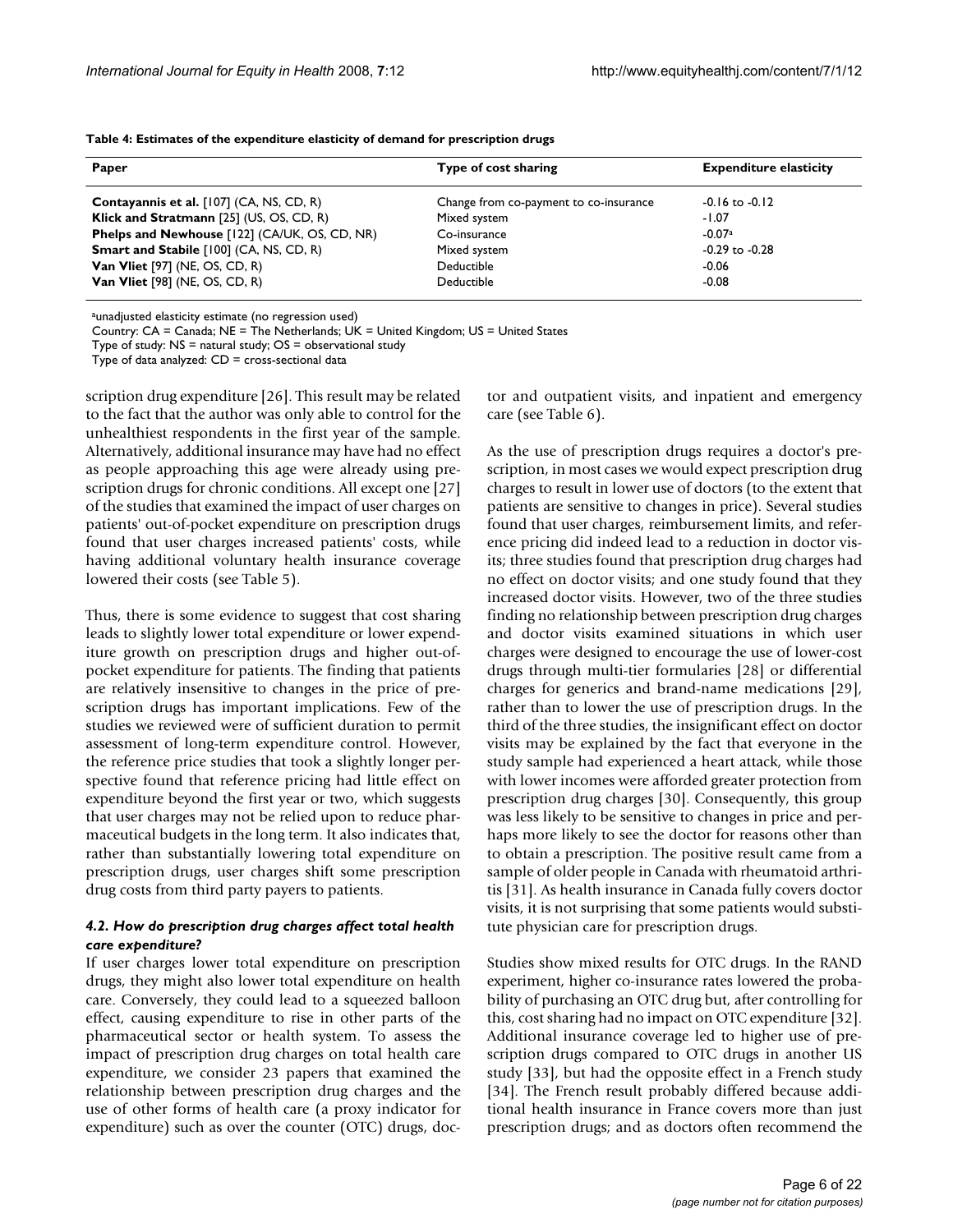**Table 4: Estimates of the expenditure elasticity of demand for prescription drugs**

| Paper | Type of cost sharing | Expenditure elasticity |
| --- | --- | --- |
| **Contayannis et al.** [107] (CA, NS, CD, R) | Change from co-payment to co-insurance | -0.16 to -0.12 |
| **Klick and Stratmann** [25] (US, OS, CD, R) | Mixed system | -1.07 |
| **Phelps and Newhouse** [122] (CA/UK, OS, CD, NR) | Co-insurance | -0.07[a] |
| **Smart and Stabile** [100] (CA, NS, CD, R) | Mixed system | -0.29 to -0.28 |
| **Van Vliet** [97] (NE, OS, CD, R) | Deductible | -0.06 |
| **Van Vliet** [98] (NE, OS, CD, R) | Deductible | -0.08 |

[a]unadjusted elasticity estimate (no regression used)
Country: CA = Canada; NE = The Netherlands; UK = United Kingdom; US = United States
Type of study: NS = natural study; OS = observational study
Type of data analyzed: CD = cross-sectional data

scription drug expenditure [26]. This result may be related to the fact that the author was only able to control for the unhealthiest respondents in the first year of the sample. Alternatively, additional insurance may have had no effect as people approaching this age were already using prescription drugs for chronic conditions. All except one [27] of the studies that examined the impact of user charges on patients' out-of-pocket expenditure on prescription drugs found that user charges increased patients' costs, while having additional voluntary health insurance coverage lowered their costs (see Table 5).

Thus, there is some evidence to suggest that cost sharing leads to slightly lower total expenditure or lower expenditure growth on prescription drugs and higher out-of-pocket expenditure for patients. The finding that patients are relatively insensitive to changes in the price of prescription drugs has important implications. Few of the studies we reviewed were of sufficient duration to permit assessment of long-term expenditure control. However, the reference price studies that took a slightly longer perspective found that reference pricing had little effect on expenditure beyond the first year or two, which suggests that user charges may not be relied upon to reduce pharmaceutical budgets in the long term. It also indicates that, rather than substantially lowering total expenditure on prescription drugs, user charges shift some prescription drug costs from third party payers to patients.

#### *4.2. How do prescription drug charges affect total health care expenditure?*

If user charges lower total expenditure on prescription drugs, they might also lower total expenditure on health care. Conversely, they could lead to a squeezed balloon effect, causing expenditure to rise in other parts of the pharmaceutical sector or health system. To assess the impact of prescription drug charges on total health care expenditure, we consider 23 papers that examined the relationship between prescription drug charges and the use of other forms of health care (a proxy indicator for expenditure) such as over the counter (OTC) drugs, doctor and outpatient visits, and inpatient and emergency care (see Table 6).

As the use of prescription drugs requires a doctor's prescription, in most cases we would expect prescription drug charges to result in lower use of doctors (to the extent that patients are sensitive to changes in price). Several studies found that user charges, reimbursement limits, and reference pricing did indeed lead to a reduction in doctor visits; three studies found that prescription drug charges had no effect on doctor visits; and one study found that they increased doctor visits. However, two of the three studies finding no relationship between prescription drug charges and doctor visits examined situations in which user charges were designed to encourage the use of lower-cost drugs through multi-tier formularies [28] or differential charges for generics and brand-name medications [29], rather than to lower the use of prescription drugs. In the third of the three studies, the insignificant effect on doctor visits may be explained by the fact that everyone in the study sample had experienced a heart attack, while those with lower incomes were afforded greater protection from prescription drug charges [30]. Consequently, this group was less likely to be sensitive to changes in price and perhaps more likely to see the doctor for reasons other than to obtain a prescription. The positive result came from a sample of older people in Canada with rheumatoid arthritis [31]. As health insurance in Canada fully covers doctor visits, it is not surprising that some patients would substitute physician care for prescription drugs.

Studies show mixed results for OTC drugs. In the RAND experiment, higher co-insurance rates lowered the probability of purchasing an OTC drug but, after controlling for this, cost sharing had no impact on OTC expenditure [32]. Additional insurance coverage led to higher use of prescription drugs compared to OTC drugs in another US study [33], but had the opposite effect in a French study [34]. The French result probably differed because additional health insurance in France covers more than just prescription drugs; and as doctors often recommend the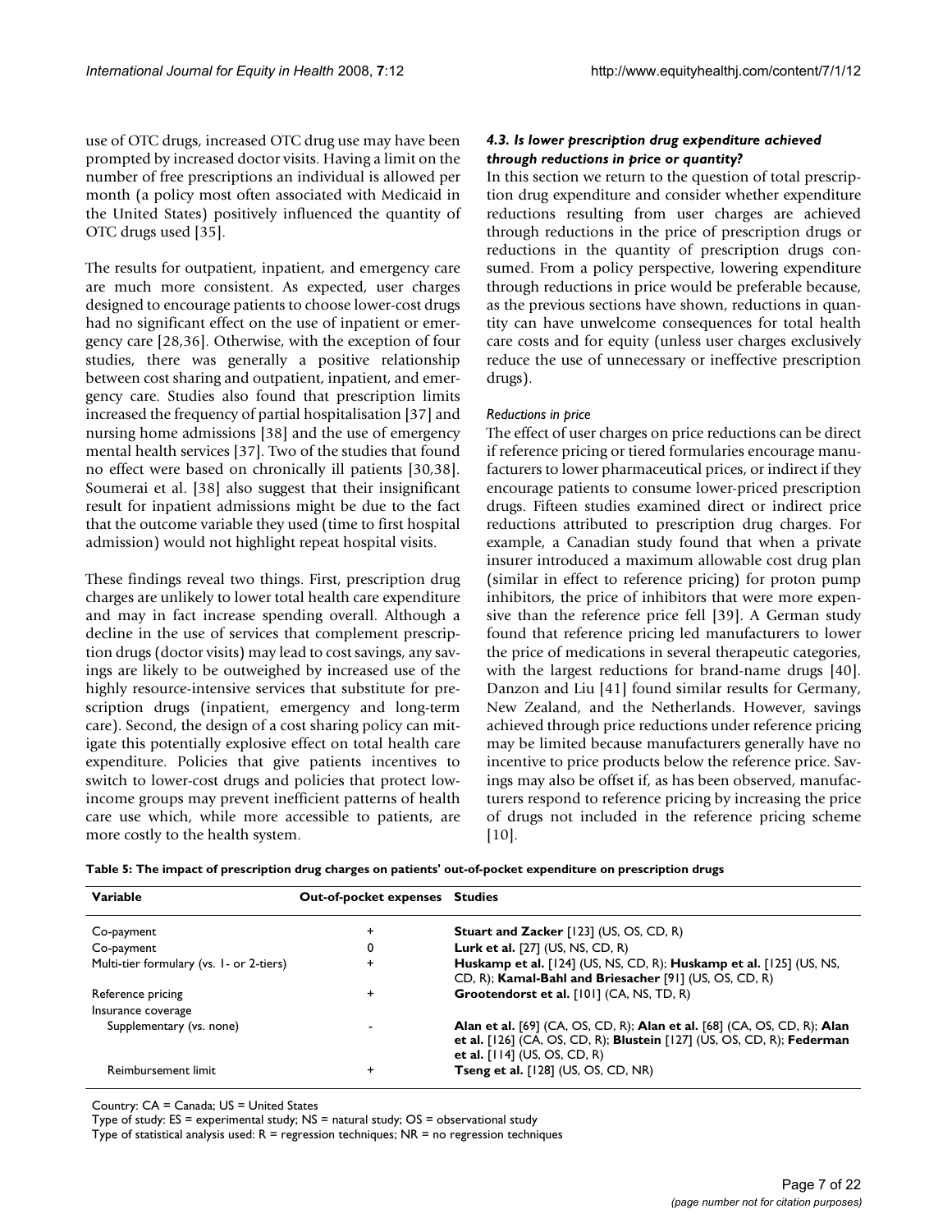use of OTC drugs, increased OTC drug use may have been prompted by increased doctor visits. Having a limit on the number of free prescriptions an individual is allowed per month (a policy most often associated with Medicaid in the United States) positively influenced the quantity of OTC drugs used [35].

The results for outpatient, inpatient, and emergency care are much more consistent. As expected, user charges designed to encourage patients to choose lower-cost drugs had no significant effect on the use of inpatient or emergency care [28,36]. Otherwise, with the exception of four studies, there was generally a positive relationship between cost sharing and outpatient, inpatient, and emergency care. Studies also found that prescription limits increased the frequency of partial hospitalisation [37] and nursing home admissions [38] and the use of emergency mental health services [37]. Two of the studies that found no effect were based on chronically ill patients [30,38]. Soumerai et al. [38] also suggest that their insignificant result for inpatient admissions might be due to the fact that the outcome variable they used (time to first hospital admission) would not highlight repeat hospital visits.

These findings reveal two things. First, prescription drug charges are unlikely to lower total health care expenditure and may in fact increase spending overall. Although a decline in the use of services that complement prescription drugs (doctor visits) may lead to cost savings, any savings are likely to be outweighed by increased use of the highly resource-intensive services that substitute for prescription drugs (inpatient, emergency and long-term care). Second, the design of a cost sharing policy can mitigate this potentially explosive effect on total health care expenditure. Policies that give patients incentives to switch to lower-cost drugs and policies that protect low-income groups may prevent inefficient patterns of health care use which, while more accessible to patients, are more costly to the health system.

### *4.3. Is lower prescription drug expenditure achieved through reductions in price or quantity?*

In this section we return to the question of total prescription drug expenditure and consider whether expenditure reductions resulting from user charges are achieved through reductions in the price of prescription drugs or reductions in the quantity of prescription drugs consumed. From a policy perspective, lowering expenditure through reductions in price would be preferable because, as the previous sections have shown, reductions in quantity can have unwelcome consequences for total health care costs and for equity (unless user charges exclusively reduce the use of unnecessary or ineffective prescription drugs).

#### *Reductions in price*

The effect of user charges on price reductions can be direct if reference pricing or tiered formularies encourage manufacturers to lower pharmaceutical prices, or indirect if they encourage patients to consume lower-priced prescription drugs. Fifteen studies examined direct or indirect price reductions attributed to prescription drug charges. For example, a Canadian study found that when a private insurer introduced a maximum allowable cost drug plan (similar in effect to reference pricing) for proton pump inhibitors, the price of inhibitors that were more expensive than the reference price fell [39]. A German study found that reference pricing led manufacturers to lower the price of medications in several therapeutic categories, with the largest reductions for brand-name drugs [40]. Danzon and Liu [41] found similar results for Germany, New Zealand, and the Netherlands. However, savings achieved through price reductions under reference pricing may be limited because manufacturers generally have no incentive to price products below the reference price. Savings may also be offset if, as has been observed, manufacturers respond to reference pricing by increasing the price of drugs not included in the reference pricing scheme [10].

**Table 5: The impact of prescription drug charges on patients' out-of-pocket expenditure on prescription drugs**

| Variable | Out-of-pocket expenses | Studies |
|---|---|---|
| Co-payment | + | **Stuart and Zacker** [123] (US, OS, CD, R) |
| Co-payment | 0 | **Lurk et al.** [27] (US, NS, CD, R) |
| Multi-tier formulary (vs. 1- or 2-tiers) | + | **Huskamp et al.** [124] (US, NS, CD, R); **Huskamp et al.** [125] (US, NS, CD, R); **Kamal-Bahl and Briesacher** [91] (US, OS, CD, R) |
| Reference pricing | + | **Grootendorst et al.** [101] (CA, NS, TD, R) |
| Insurance coverage | | |
| Supplementary (vs. none) | - | **Alan et al.** [69] (CA, OS, CD, R); **Alan et al.** [68] (CA, OS, CD, R); **Alan et al.** [126] (CA, OS, CD, R); **Blustein** [127] (US, OS, CD, R); **Federman et al.** [114] (US, OS, CD, R) |
| Reimbursement limit | + | **Tseng et al.** [128] (US, OS, CD, NR) |

Country: CA = Canada; US = United States

Type of study: ES = experimental study; NS = natural study; OS = observational study

Type of statistical analysis used: R = regression techniques; NR = no regression techniques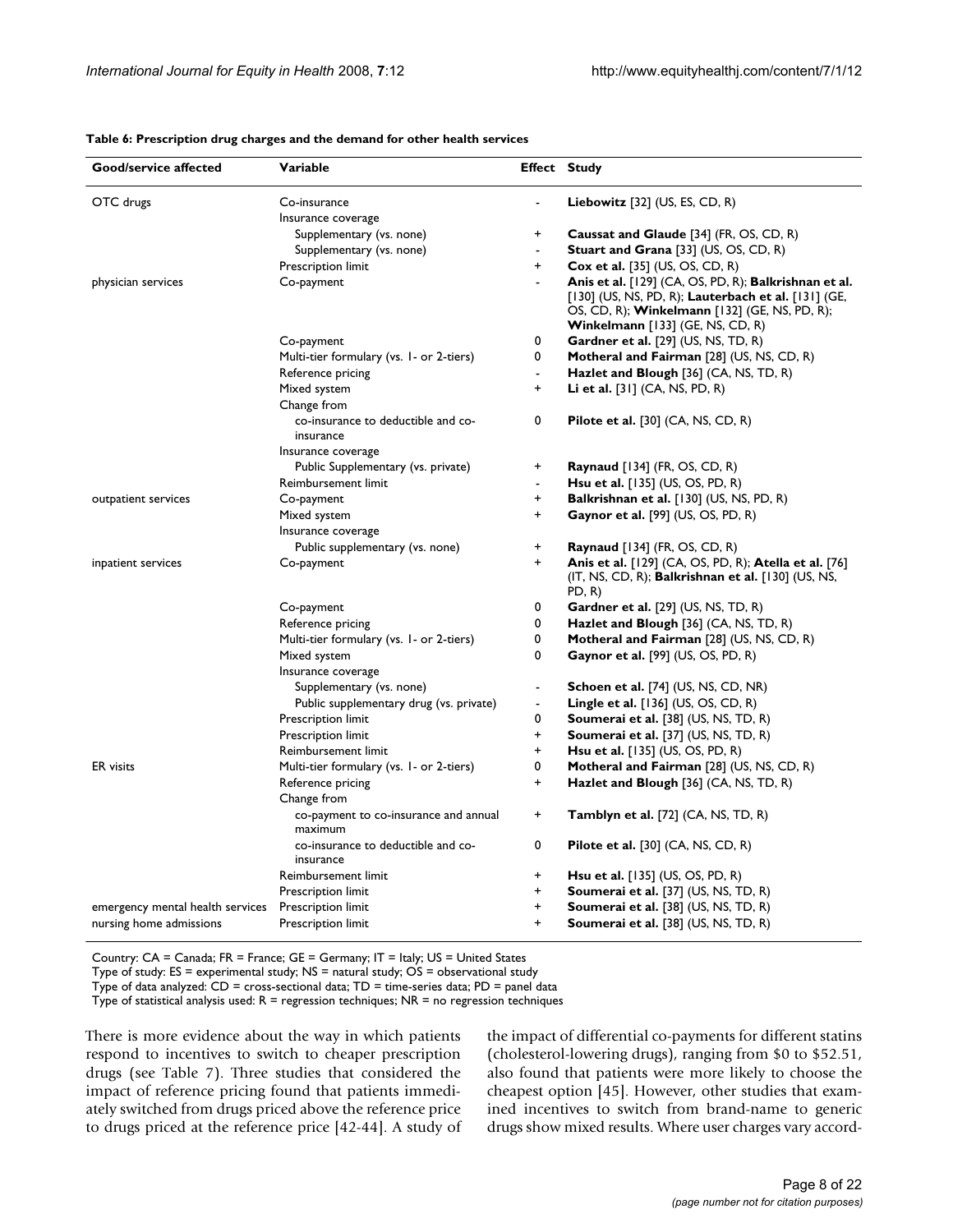**Table 6: Prescription drug charges and the demand for other health services**

| Good/service affected | Variable | Effect | Study |
|---|---|---|---|
| OTC drugs | Co-insurance | - | **Liebowitz** [32] (US, ES, CD, R) |
| | Insurance coverage | | |
| | Supplementary (vs. none) | + | **Caussat and Glaude** [34] (FR, OS, CD, R) |
| | Supplementary (vs. none) | - | **Stuart and Grana** [33] (US, OS, CD, R) |
| | Prescription limit | + | **Cox et al.** [35] (US, OS, CD, R) |
| physician services | Co-payment | - | **Anis et al.** [129] (CA, OS, PD, R); **Balkrishnan et al.** [130] (US, NS, PD, R); **Lauterbach et al.** [131] (GE, OS, CD, R); **Winkelmann** [132] (GE, NS, PD, R); **Winkelmann** [133] (GE, NS, CD, R) |
| | Co-payment | 0 | **Gardner et al.** [29] (US, NS, TD, R) |
| | Multi-tier formulary (vs. 1- or 2-tiers) | 0 | **Motheral and Fairman** [28] (US, NS, CD, R) |
| | Reference pricing | - | **Hazlet and Blough** [36] (CA, NS, TD, R) |
| | Mixed system | + | **Li et al.** [31] (CA, NS, PD, R) |
| | Change from | | |
| | co-insurance to deductible and co-insurance | 0 | **Pilote et al.** [30] (CA, NS, CD, R) |
| | Insurance coverage | | |
| | Public Supplementary (vs. private) | + | **Raynaud** [134] (FR, OS, CD, R) |
| | Reimbursement limit | - | **Hsu et al.** [135] (US, OS, PD, R) |
| outpatient services | Co-payment | + | **Balkrishnan et al.** [130] (US, NS, PD, R) |
| | Mixed system | + | **Gaynor et al.** [99] (US, OS, PD, R) |
| | Insurance coverage | | |
| | Public supplementary (vs. none) | + | **Raynaud** [134] (FR, OS, CD, R) |
| inpatient services | Co-payment | + | **Anis et al.** [129] (CA, OS, PD, R); **Atella et al.** [76] (IT, NS, CD, R); **Balkrishnan et al.** [130] (US, NS, PD, R) |
| | Co-payment | 0 | **Gardner et al.** [29] (US, NS, TD, R) |
| | Reference pricing | 0 | **Hazlet and Blough** [36] (CA, NS, TD, R) |
| | Multi-tier formulary (vs. 1- or 2-tiers) | 0 | **Motheral and Fairman** [28] (US, NS, CD, R) |
| | Mixed system | 0 | **Gaynor et al.** [99] (US, OS, PD, R) |
| | Insurance coverage | | |
| | Supplementary (vs. none) | - | **Schoen et al.** [74] (US, NS, CD, NR) |
| | Public supplementary drug (vs. private) | - | **Lingle et al.** [136] (US, OS, CD, R) |
| | Prescription limit | 0 | **Soumerai et al.** [38] (US, NS, TD, R) |
| | Prescription limit | + | **Soumerai et al.** [37] (US, NS, TD, R) |
| | Reimbursement limit | + | **Hsu et al.** [135] (US, OS, PD, R) |
| ER visits | Multi-tier formulary (vs. 1- or 2-tiers) | 0 | **Motheral and Fairman** [28] (US, NS, CD, R) |
| | Reference pricing | + | **Hazlet and Blough** [36] (CA, NS, TD, R) |
| | Change from | | |
| | co-payment to co-insurance and annual maximum | + | **Tamblyn et al.** [72] (CA, NS, TD, R) |
| | co-insurance to deductible and co-insurance | 0 | **Pilote et al.** [30] (CA, NS, CD, R) |
| | Reimbursement limit | + | **Hsu et al.** [135] (US, OS, PD, R) |
| | Prescription limit | + | **Soumerai et al.** [37] (US, NS, TD, R) |
| emergency mental health services | Prescription limit | + | **Soumerai et al.** [38] (US, NS, TD, R) |
| nursing home admissions | Prescription limit | + | **Soumerai et al.** [38] (US, NS, TD, R) |

Country: CA = Canada; FR = France; GE = Germany; IT = Italy; US = United States
Type of study: ES = experimental study; NS = natural study; OS = observational study
Type of data analyzed: CD = cross-sectional data; TD = time-series data; PD = panel data
Type of statistical analysis used: R = regression techniques; NR = no regression techniques

There is more evidence about the way in which patients respond to incentives to switch to cheaper prescription drugs (see Table 7). Three studies that considered the impact of reference pricing found that patients immediately switched from drugs priced above the reference price to drugs priced at the reference price [42-44]. A study of the impact of differential co-payments for different statins (cholesterol-lowering drugs), ranging from $0 to $52.51, also found that patients were more likely to choose the cheapest option [45]. However, other studies that examined incentives to switch from brand-name to generic drugs show mixed results. Where user charges vary accord-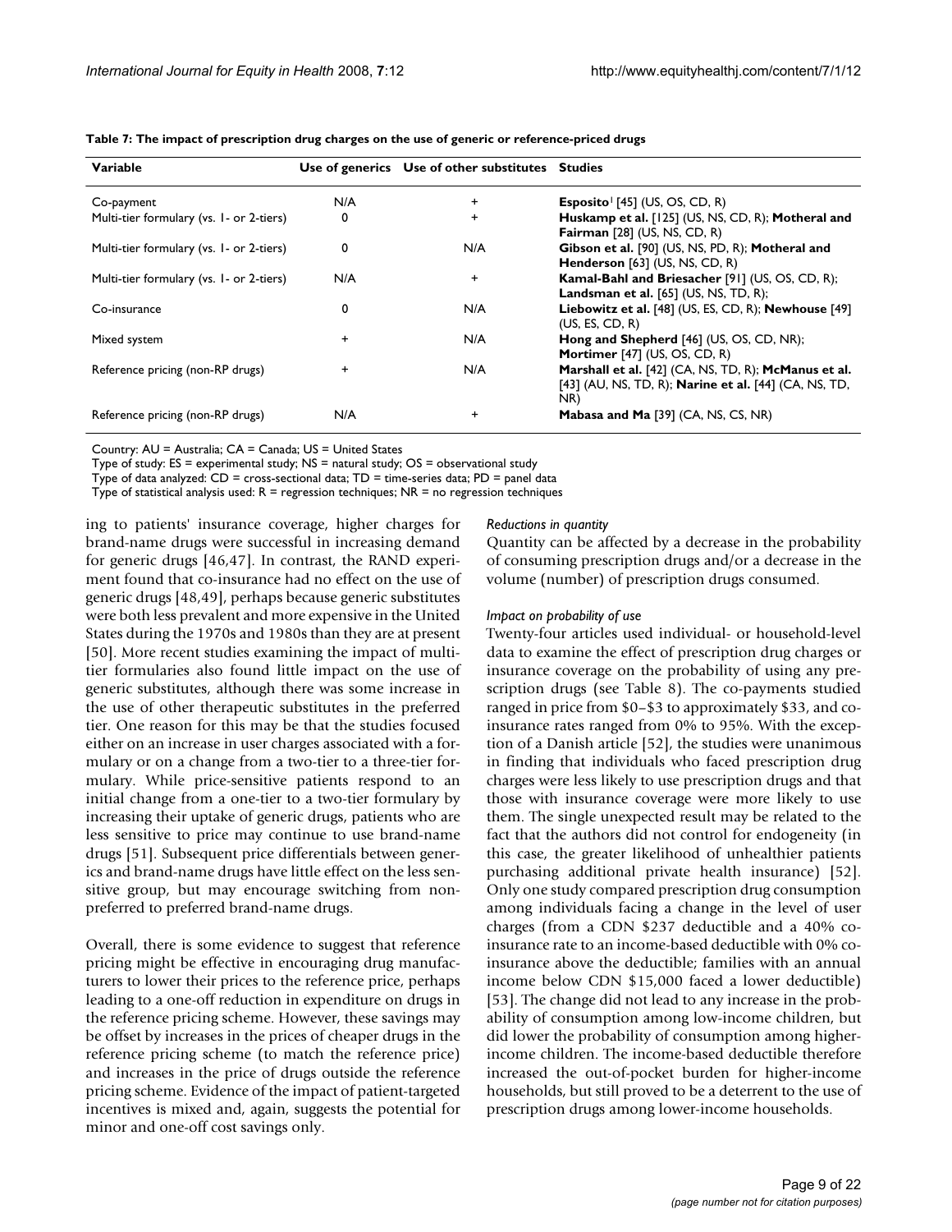**Table 7: The impact of prescription drug charges on the use of generic or reference-priced drugs**

| Variable | Use of generics | Use of other substitutes | Studies |
| --- | --- | --- | --- |
| Co-payment | N/A | + | **Esposito**[1] [45] (US, OS, CD, R) |
| Multi-tier formulary (vs. 1- or 2-tiers) | 0 | + | **Huskamp et al.** [125] (US, NS, CD, R); **Motheral and Fairman** [28] (US, NS, CD, R) |
| Multi-tier formulary (vs. 1- or 2-tiers) | 0 | N/A | **Gibson et al.** [90] (US, NS, PD, R); **Motheral and Henderson** [63] (US, NS, CD, R) |
| Multi-tier formulary (vs. 1- or 2-tiers) | N/A | + | **Kamal-Bahl and Briesacher** [91] (US, OS, CD, R); **Landsman et al.** [65] (US, NS, TD, R); |
| Co-insurance | 0 | N/A | **Liebowitz et al.** [48] (US, ES, CD, R); **Newhouse** [49] (US, ES, CD, R) |
| Mixed system | + | N/A | **Hong and Shepherd** [46] (US, OS, CD, NR); **Mortimer** [47] (US, OS, CD, R) |
| Reference pricing (non-RP drugs) | + | N/A | **Marshall et al.** [42] (CA, NS, TD, R); **McManus et al.** [43] (AU, NS, TD, R); **Narine et al.** [44] (CA, NS, TD, NR) |
| Reference pricing (non-RP drugs) | N/A | + | **Mabasa and Ma** [39] (CA, NS, CS, NR) |

Country: AU = Australia; CA = Canada; US = United States

Type of study: ES = experimental study; NS = natural study; OS = observational study

Type of data analyzed: CD = cross-sectional data; TD = time-series data; PD = panel data

Type of statistical analysis used: R = regression techniques; NR = no regression techniques

ing to patients' insurance coverage, higher charges for brand-name drugs were successful in increasing demand for generic drugs [46,47]. In contrast, the RAND experiment found that co-insurance had no effect on the use of generic drugs [48,49], perhaps because generic substitutes were both less prevalent and more expensive in the United States during the 1970s and 1980s than they are at present [50]. More recent studies examining the impact of multi-tier formularies also found little impact on the use of generic substitutes, although there was some increase in the use of other therapeutic substitutes in the preferred tier. One reason for this may be that the studies focused either on an increase in user charges associated with a formulary or on a change from a two-tier to a three-tier formulary. While price-sensitive patients respond to an initial change from a one-tier to a two-tier formulary by increasing their uptake of generic drugs, patients who are less sensitive to price may continue to use brand-name drugs [51]. Subsequent price differentials between generics and brand-name drugs have little effect on the less sensitive group, but may encourage switching from non-preferred to preferred brand-name drugs.

Overall, there is some evidence to suggest that reference pricing might be effective in encouraging drug manufacturers to lower their prices to the reference price, perhaps leading to a one-off reduction in expenditure on drugs in the reference pricing scheme. However, these savings may be offset by increases in the prices of cheaper drugs in the reference pricing scheme (to match the reference price) and increases in the price of drugs outside the reference pricing scheme. Evidence of the impact of patient-targeted incentives is mixed and, again, suggests the potential for minor and one-off cost savings only.

*Reductions in quantity*

Quantity can be affected by a decrease in the probability of consuming prescription drugs and/or a decrease in the volume (number) of prescription drugs consumed.

*Impact on probability of use*

Twenty-four articles used individual- or household-level data to examine the effect of prescription drug charges or insurance coverage on the probability of using any prescription drugs (see Table 8). The co-payments studied ranged in price from \$0–\$3 to approximately \$33, and co-insurance rates ranged from 0% to 95%. With the exception of a Danish article [52], the studies were unanimous in finding that individuals who faced prescription drug charges were less likely to use prescription drugs and that those with insurance coverage were more likely to use them. The single unexpected result may be related to the fact that the authors did not control for endogeneity (in this case, the greater likelihood of unhealthier patients purchasing additional private health insurance) [52]. Only one study compared prescription drug consumption among individuals facing a change in the level of user charges (from a CDN \$237 deductible and a 40% co-insurance rate to an income-based deductible with 0% co-insurance above the deductible; families with an annual income below CDN \$15,000 faced a lower deductible) [53]. The change did not lead to any increase in the probability of consumption among low-income children, but did lower the probability of consumption among higher-income children. The income-based deductible therefore increased the out-of-pocket burden for higher-income households, but still proved to be a deterrent to the use of prescription drugs among lower-income households.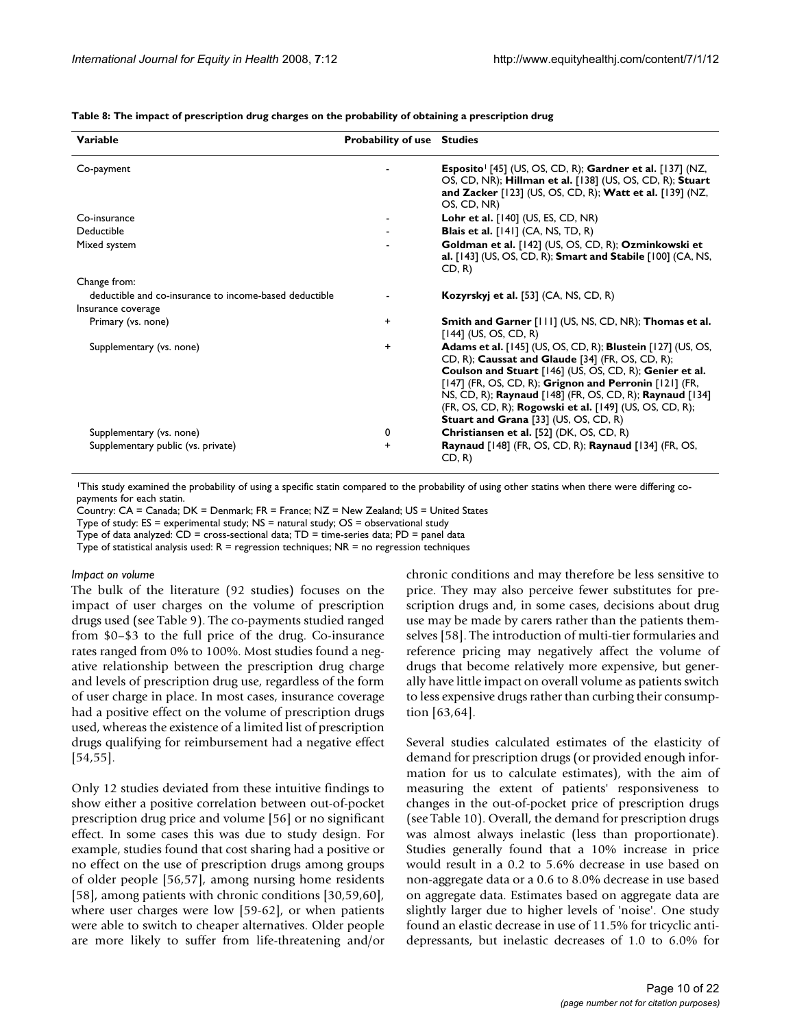**Table 8: The impact of prescription drug charges on the probability of obtaining a prescription drug**

| Variable | Probability of use | Studies |
|---|---|---|
| Co-payment | - | **Esposito**[1] [45] (US, OS, CD, R); **Gardner et al.** [137] (NZ, OS, CD, NR); **Hillman et al.** [138] (US, OS, CD, R); **Stuart and Zacker** [123] (US, OS, CD, R); **Watt et al.** [139] (NZ, OS, CD, NR) |
| Co-insurance | - | **Lohr et al.** [140] (US, ES, CD, NR) |
| Deductible | - | **Blais et al.** [141] (CA, NS, TD, R) |
| Mixed system | - | **Goldman et al.** [142] (US, OS, CD, R); **Ozminkowski et al.** [143] (US, OS, CD, R); **Smart and Stabile** [100] (CA, NS, CD, R) |
| Change from: | | |
| deductible and co-insurance to income-based deductible | - | **Kozyrskyj et al.** [53] (CA, NS, CD, R) |
| Insurance coverage | | |
| Primary (vs. none) | + | **Smith and Garner** [111] (US, NS, CD, NR); **Thomas et al.** [144] (US, OS, CD, R) |
| Supplementary (vs. none) | + | **Adams et al.** [145] (US, OS, CD, R); **Blustein** [127] (US, OS, CD, R); **Caussat and Glaude** [34] (FR, OS, CD, R); **Coulson and Stuart** [146] (US, OS, CD, R); **Genier et al.** [147] (FR, OS, CD, R); **Grignon and Perronin** [121] (FR, NS, CD, R); **Raynaud** [148] (FR, OS, CD, R); **Raynaud** [134] (FR, OS, CD, R); **Rogowski et al.** [149] (US, OS, CD, R); **Stuart and Grana** [33] (US, OS, CD, R) |
| Supplementary (vs. none) | 0 | **Christiansen et al.** [52] (DK, OS, CD, R) |
| Supplementary public (vs. private) | + | **Raynaud** [148] (FR, OS, CD, R); **Raynaud** [134] (FR, OS, CD, R) |

[1]This study examined the probability of using a specific statin compared to the probability of using other statins when there were differing co-payments for each statin.
Country: CA = Canada; DK = Denmark; FR = France; NZ = New Zealand; US = United States
Type of study: ES = experimental study; NS = natural study; OS = observational study
Type of data analyzed: CD = cross-sectional data; TD = time-series data; PD = panel data
Type of statistical analysis used: R = regression techniques; NR = no regression techniques

*Impact on volume*

The bulk of the literature (92 studies) focuses on the impact of user charges on the volume of prescription drugs used (see Table 9). The co-payments studied ranged from \$0–\$3 to the full price of the drug. Co-insurance rates ranged from 0% to 100%. Most studies found a negative relationship between the prescription drug charge and levels of prescription drug use, regardless of the form of user charge in place. In most cases, insurance coverage had a positive effect on the volume of prescription drugs used, whereas the existence of a limited list of prescription drugs qualifying for reimbursement had a negative effect [54,55].

Only 12 studies deviated from these intuitive findings to show either a positive correlation between out-of-pocket prescription drug price and volume [56] or no significant effect. In some cases this was due to study design. For example, studies found that cost sharing had a positive or no effect on the use of prescription drugs among groups of older people [56,57], among nursing home residents [58], among patients with chronic conditions [30,59,60], where user charges were low [59-62], or when patients were able to switch to cheaper alternatives. Older people are more likely to suffer from life-threatening and/or chronic conditions and may therefore be less sensitive to price. They may also perceive fewer substitutes for prescription drugs and, in some cases, decisions about drug use may be made by carers rather than the patients themselves [58]. The introduction of multi-tier formularies and reference pricing may negatively affect the volume of drugs that become relatively more expensive, but generally have little impact on overall volume as patients switch to less expensive drugs rather than curbing their consumption [63,64].

Several studies calculated estimates of the elasticity of demand for prescription drugs (or provided enough information for us to calculate estimates), with the aim of measuring the extent of patients' responsiveness to changes in the out-of-pocket price of prescription drugs (see Table 10). Overall, the demand for prescription drugs was almost always inelastic (less than proportionate). Studies generally found that a 10% increase in price would result in a 0.2 to 5.6% decrease in use based on non-aggregate data or a 0.6 to 8.0% decrease in use based on aggregate data. Estimates based on aggregate data are slightly larger due to higher levels of 'noise'. One study found an elastic decrease in use of 11.5% for tricyclic antidepressants, but inelastic decreases of 1.0 to 6.0% for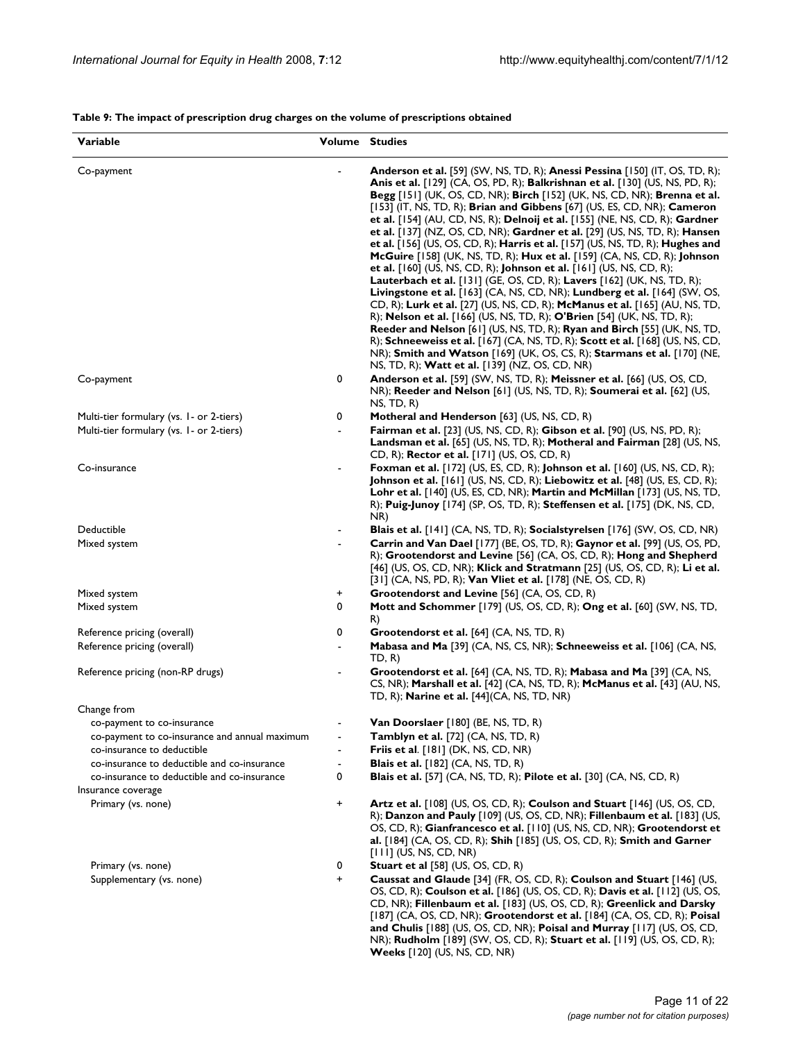**Table 9: The impact of prescription drug charges on the volume of prescriptions obtained**

| Variable | Volume | Studies |
|---|---|---|
| Co-payment | - | **Anderson et al.** [59] (SW, NS, TD, R); **Anessi Pessina** [150] (IT, OS, TD, R); **Anis et al.** [129] (CA, OS, PD, R); **Balkrishnan et al.** [130] (US, NS, PD, R); **Begg** [151] (UK, OS, CD, NR); **Birch** [152] (UK, NS, CD, NR); **Brenna et al.** [153] (IT, NS, TD, R); **Brian and Gibbens** [67] (US, ES, CD, NR); **Cameron et al.** [154] (AU, CD, NS, R); **Delnoij et al.** [155] (NE, NS, CD, R); **Gardner et al.** [137] (NZ, OS, CD, NR); **Gardner et al.** [29] (US, NS, TD, R); **Hansen et al.** [156] (US, OS, CD, R); **Harris et al.** [157] (US, NS, TD, R); **Hughes and McGuire** [158] (UK, NS, TD, R); **Hux et al.** [159] (CA, NS, CD, R); **Johnson et al.** [160] (US, NS, CD, R); **Johnson et al.** [161] (US, NS, CD, R); **Lauterbach et al.** [131] (GE, OS, CD, R); **Lavers** [162] (UK, NS, TD, R); **Livingstone et al.** [163] (CA, NS, CD, NR); **Lundberg et al.** [164] (SW, OS, CD, R); **Lurk et al.** [27] (US, NS, CD, R); **McManus et al.** [165] (AU, NS, TD, R); **Nelson et al.** [166] (US, NS, TD, R); **O'Brien** [54] (UK, NS, TD, R); **Reeder and Nelson** [61] (US, NS, TD, R); **Ryan and Birch** [55] (UK, NS, TD, R); **Schneeweiss et al.** [167] (CA, NS, TD, R); **Scott et al.** [168] (US, NS, CD, NR); **Smith and Watson** [169] (UK, OS, CS, R); **Starmans et al.** [170] (NE, NS, TD, R); **Watt et al.** [139] (NZ, OS, CD, NR) |
| Co-payment | 0 | **Anderson et al.** [59] (SW, NS, TD, R); **Meissner et al.** [66] (US, OS, CD, NR); **Reeder and Nelson** [61] (US, NS, TD, R); **Soumerai et al.** [62] (US, NS, TD, R) |
| Multi-tier formulary (vs. 1- or 2-tiers) | 0 | **Motheral and Henderson** [63] (US, NS, CD, R) |
| Multi-tier formulary (vs. 1- or 2-tiers) | - | **Fairman et al.** [23] (US, NS, CD, R); **Gibson et al.** [90] (US, NS, PD, R); **Landsman et al.** [65] (US, NS, TD, R); **Motheral and Fairman** [28] (US, NS, CD, R); **Rector et al.** [171] (US, OS, CD, R) |
| Co-insurance | - | **Foxman et al.** [172] (US, ES, CD, R); **Johnson et al.** [160] (US, NS, CD, R); **Johnson et al.** [161] (US, NS, CD, R); **Liebowitz et al.** [48] (US, ES, CD, R); **Lohr et al.** [140] (US, ES, CD, NR); **Martin and McMillan** [173] (US, NS, TD, R); **Puig-Junoy** [174] (SP, OS, TD, R); **Steffensen et al.** [175] (DK, NS, CD, NR) |
| Deductible | - | **Blais et al.** [141] (CA, NS, TD, R); **Socialstyrelsen** [176] (SW, OS, CD, NR) |
| Mixed system | - | **Carrin and Van Dael** [177] (BE, OS, TD, R); **Gaynor et al.** [99] (US, OS, PD, R); **Grootendorst and Levine** [56] (CA, OS, CD, R); **Hong and Shepherd** [46] (US, OS, CD, NR); **Klick and Stratmann** [25] (US, OS, CD, R); **Li et al.** [31] (CA, NS, PD, R); **Van Vliet et al.** [178] (NE, OS, CD, R) |
| Mixed system | + | **Grootendorst and Levine** [56] (CA, OS, CD, R) |
| Mixed system | 0 | **Mott and Schommer** [179] (US, OS, CD, R); **Ong et al.** [60] (SW, NS, TD, R) |
| Reference pricing (overall) | 0 | **Grootendorst et al.** [64] (CA, NS, TD, R) |
| Reference pricing (overall) | - | **Mabasa and Ma** [39] (CA, NS, CS, NR); **Schneeweiss et al.** [106] (CA, NS, TD, R) |
| Reference pricing (non-RP drugs) | - | **Grootendorst et al.** [64] (CA, NS, TD, R); **Mabasa and Ma** [39] (CA, NS, CS, NR); **Marshall et al.** [42] (CA, NS, TD, R); **McManus et al.** [43] (AU, NS, TD, R); **Narine et al.** [44](CA, NS, TD, NR) |
| Change from | | |
| co-payment to co-insurance | - | **Van Doorslaer** [180] (BE, NS, TD, R) |
| co-payment to co-insurance and annual maximum | - | **Tamblyn et al.** [72] (CA, NS, TD, R) |
| co-insurance to deductible | - | **Friis et al**. [181] (DK, NS, CD, NR) |
| co-insurance to deductible and co-insurance | - | **Blais et al.** [182] (CA, NS, TD, R) |
| co-insurance to deductible and co-insurance | 0 | **Blais et al.** [57] (CA, NS, TD, R); **Pilote et al.** [30] (CA, NS, CD, R) |
| Insurance coverage | | |
| Primary (vs. none) | + | **Artz et al.** [108] (US, OS, CD, R); **Coulson and Stuart** [146] (US, OS, CD, R); **Danzon and Pauly** [109] (US, OS, CD, NR); **Fillenbaum et al.** [183] (US, OS, CD, R); **Gianfrancesco et al.** [110] (US, NS, CD, NR); **Grootendorst et al.** [184] (CA, OS, CD, R); **Shih** [185] (US, OS, CD, R); **Smith and Garner** [111] (US, NS, CD, NR) |
| Primary (vs. none) | 0 | **Stuart et al** [58] (US, OS, CD, R) |
| Supplementary (vs. none) | + | **Caussat and Glaude** [34] (FR, OS, CD, R); **Coulson and Stuart** [146] (US, OS, CD, R); **Coulson et al.** [186] (US, OS, CD, R); **Davis et al.** [112] (US, OS, CD, NR); **Fillenbaum et al.** [183] (US, OS, CD, R); **Greenlick and Darsky** [187] (CA, OS, CD, NR); **Grootendorst et al.** [184] (CA, OS, CD, R); **Poisal and Chulis** [188] (US, OS, CD, NR); **Poisal and Murray** [117] (US, OS, CD, NR); **Rudholm** [189] (SW, OS, CD, R); **Stuart et al.** [119] (US, OS, CD, R); **Weeks** [120] (US, NS, CD, NR) |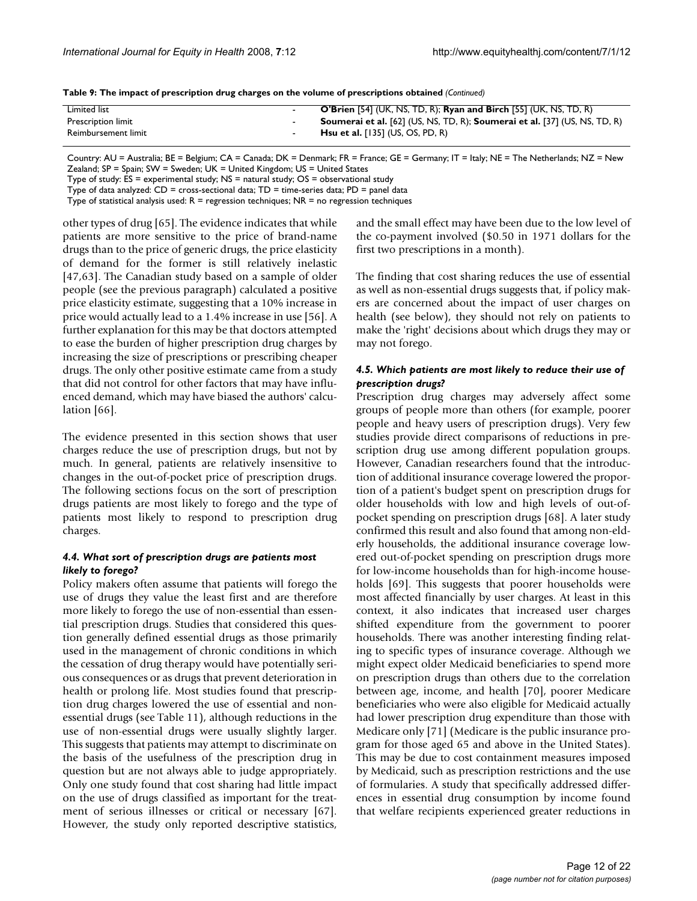**Table 9: The impact of prescription drug charges on the volume of prescriptions obtained** *(Continued)*

| | | |
|---|---|---|
| Limited list | - | **O'Brien** [54] (UK, NS, TD, R); **Ryan and Birch** [55] (UK, NS, TD, R) |
| Prescription limit | - | **Soumerai et al.** [62] (US, NS, TD, R); **Soumerai et al.** [37] (US, NS, TD, R) |
| Reimbursement limit | - | **Hsu et al.** [135] (US, OS, PD, R) |

Country: AU = Australia; BE = Belgium; CA = Canada; DK = Denmark; FR = France; GE = Germany; IT = Italy; NE = The Netherlands; NZ = New Zealand; SP = Spain; SW = Sweden; UK = United Kingdom; US = United States
Type of study: ES = experimental study; NS = natural study; OS = observational study
Type of data analyzed: CD = cross-sectional data; TD = time-series data; PD = panel data
Type of statistical analysis used: R = regression techniques; NR = no regression techniques

other types of drug [65]. The evidence indicates that while patients are more sensitive to the price of brand-name drugs than to the price of generic drugs, the price elasticity of demand for the former is still relatively inelastic [47,63]. The Canadian study based on a sample of older people (see the previous paragraph) calculated a positive price elasticity estimate, suggesting that a 10% increase in price would actually lead to a 1.4% increase in use [56]. A further explanation for this may be that doctors attempted to ease the burden of higher prescription drug charges by increasing the size of prescriptions or prescribing cheaper drugs. The only other positive estimate came from a study that did not control for other factors that may have influenced demand, which may have biased the authors' calculation [66].

The evidence presented in this section shows that user charges reduce the use of prescription drugs, but not by much. In general, patients are relatively insensitive to changes in the out-of-pocket price of prescription drugs. The following sections focus on the sort of prescription drugs patients are most likely to forego and the type of patients most likely to respond to prescription drug charges.

#### *4.4. What sort of prescription drugs are patients most likely to forego?*

Policy makers often assume that patients will forego the use of drugs they value the least first and are therefore more likely to forego the use of non-essential than essential prescription drugs. Studies that considered this question generally defined essential drugs as those primarily used in the management of chronic conditions in which the cessation of drug therapy would have potentially serious consequences or as drugs that prevent deterioration in health or prolong life. Most studies found that prescription drug charges lowered the use of essential and non-essential drugs (see Table 11), although reductions in the use of non-essential drugs were usually slightly larger. This suggests that patients may attempt to discriminate on the basis of the usefulness of the prescription drug in question but are not always able to judge appropriately. Only one study found that cost sharing had little impact on the use of drugs classified as important for the treatment of serious illnesses or critical or necessary [67]. However, the study only reported descriptive statistics, and the small effect may have been due to the low level of the co-payment involved ($0.50 in 1971 dollars for the first two prescriptions in a month).

The finding that cost sharing reduces the use of essential as well as non-essential drugs suggests that, if policy makers are concerned about the impact of user charges on health (see below), they should not rely on patients to make the 'right' decisions about which drugs they may or may not forego.

#### *4.5. Which patients are most likely to reduce their use of prescription drugs?*

Prescription drug charges may adversely affect some groups of people more than others (for example, poorer people and heavy users of prescription drugs). Very few studies provide direct comparisons of reductions in prescription drug use among different population groups. However, Canadian researchers found that the introduction of additional insurance coverage lowered the proportion of a patient's budget spent on prescription drugs for older households with low and high levels of out-of-pocket spending on prescription drugs [68]. A later study confirmed this result and also found that among non-elderly households, the additional insurance coverage lowered out-of-pocket spending on prescription drugs more for low-income households than for high-income households [69]. This suggests that poorer households were most affected financially by user charges. At least in this context, it also indicates that increased user charges shifted expenditure from the government to poorer households. There was another interesting finding relating to specific types of insurance coverage. Although we might expect older Medicaid beneficiaries to spend more on prescription drugs than others due to the correlation between age, income, and health [70], poorer Medicare beneficiaries who were also eligible for Medicaid actually had lower prescription drug expenditure than those with Medicare only [71] (Medicare is the public insurance program for those aged 65 and above in the United States). This may be due to cost containment measures imposed by Medicaid, such as prescription restrictions and the use of formularies. A study that specifically addressed differences in essential drug consumption by income found that welfare recipients experienced greater reductions in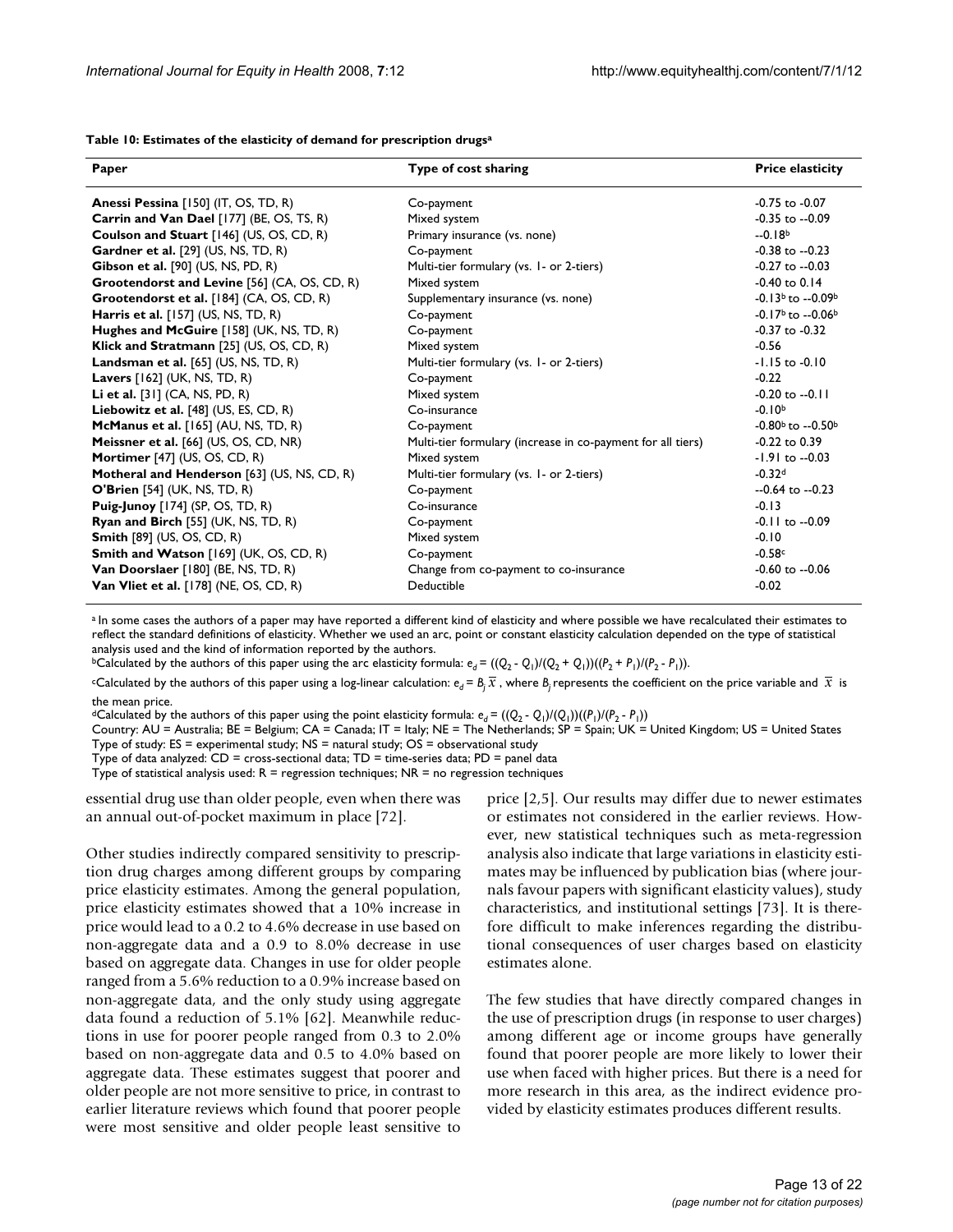**Table 10: Estimates of the elasticity of demand for prescription drugs**[a]

| Paper | Type of cost sharing | Price elasticity |
| --- | --- | --- |
| **Anessi Pessina** [150] (IT, OS, TD, R) | Co-payment | -0.75 to -0.07 |
| **Carrin and Van Dael** [177] (BE, OS, TS, R) | Mixed system | -0.35 to --0.09 |
| **Coulson and Stuart** [146] (US, OS, CD, R) | Primary insurance (vs. none) | --0.18[b] |
| **Gardner et al.** [29] (US, NS, TD, R) | Co-payment | -0.38 to --0.23 |
| **Gibson et al.** [90] (US, NS, PD, R) | Multi-tier formulary (vs. 1- or 2-tiers) | -0.27 to --0.03 |
| **Grootendorst and Levine** [56] (CA, OS, CD, R) | Mixed system | -0.40 to 0.14 |
| **Grootendorst et al.** [184] (CA, OS, CD, R) | Supplementary insurance (vs. none) | -0.13[b] to --0.09[b] |
| **Harris et al.** [157] (US, NS, TD, R) | Co-payment | -0.17[b] to --0.06[b] |
| **Hughes and McGuire** [158] (UK, NS, TD, R) | Co-payment | -0.37 to -0.32 |
| **Klick and Stratmann** [25] (US, OS, CD, R) | Mixed system | -0.56 |
| **Landsman et al.** [65] (US, NS, TD, R) | Multi-tier formulary (vs. 1- or 2-tiers) | -1.15 to -0.10 |
| **Lavers** [162] (UK, NS, TD, R) | Co-payment | -0.22 |
| **Li et al.** [31] (CA, NS, PD, R) | Mixed system | -0.20 to --0.11 |
| **Liebowitz et al.** [48] (US, ES, CD, R) | Co-insurance | -0.10[b] |
| **McManus et al.** [165] (AU, NS, TD, R) | Co-payment | -0.80[b] to --0.50[b] |
| **Meissner et al.** [66] (US, OS, CD, NR) | Multi-tier formulary (increase in co-payment for all tiers) | -0.22 to 0.39 |
| **Mortimer** [47] (US, OS, CD, R) | Mixed system | -1.91 to --0.03 |
| **Motheral and Henderson** [63] (US, NS, CD, R) | Multi-tier formulary (vs. 1- or 2-tiers) | -0.32[d] |
| **O'Brien** [54] (UK, NS, TD, R) | Co-payment | --0.64 to --0.23 |
| **Puig-Junoy** [174] (SP, OS, TD, R) | Co-insurance | -0.13 |
| **Ryan and Birch** [55] (UK, NS, TD, R) | Co-payment | -0.11 to --0.09 |
| **Smith** [89] (US, OS, CD, R) | Mixed system | -0.10 |
| **Smith and Watson** [169] (UK, OS, CD, R) | Co-payment | -0.58[c] |
| **Van Doorslaer** [180] (BE, NS, TD, R) | Change from co-payment to co-insurance | -0.60 to --0.06 |
| **Van Vliet et al.** [178] (NE, OS, CD, R) | Deductible | -0.02 |

[a] In some cases the authors of a paper may have reported a different kind of elasticity and where possible we have recalculated their estimates to reflect the standard definitions of elasticity. Whether we used an arc, point or constant elasticity calculation depended on the type of statistical analysis used and the kind of information reported by the authors.

[b] Calculated by the authors of this paper using the arc elasticity formula: $e_d = ((Q_2 - Q_1)/(Q_2 + Q_1))((P_2 + P_1)/(P_2 - P_1))$.

[c] Calculated by the authors of this paper using a log-linear calculation: $e_d = B_j\,\overline{x}$, where $B_j$ represents the coefficient on the price variable and $\overline{x}$ is the mean price.

[d] Calculated by the authors of this paper using the point elasticity formula: $e_d = ((Q_2 - Q_1)/(Q_1))((P_1)/(P_2 - P_1))$

Country: AU = Australia; BE = Belgium; CA = Canada; IT = Italy; NE = The Netherlands; SP = Spain; UK = United Kingdom; US = United States

Type of study: ES = experimental study; NS = natural study; OS = observational study

Type of data analyzed: CD = cross-sectional data; TD = time-series data; PD = panel data

Type of statistical analysis used: R = regression techniques; NR = no regression techniques

essential drug use than older people, even when there was an annual out-of-pocket maximum in place [72].

Other studies indirectly compared sensitivity to prescription drug charges among different groups by comparing price elasticity estimates. Among the general population, price elasticity estimates showed that a 10% increase in price would lead to a 0.2 to 4.6% decrease in use based on non-aggregate data and a 0.9 to 8.0% decrease in use based on aggregate data. Changes in use for older people ranged from a 5.6% reduction to a 0.9% increase based on non-aggregate data, and the only study using aggregate data found a reduction of 5.1% [62]. Meanwhile reductions in use for poorer people ranged from 0.3 to 2.0% based on non-aggregate data and 0.5 to 4.0% based on aggregate data. These estimates suggest that poorer and older people are not more sensitive to price, in contrast to earlier literature reviews which found that poorer people were most sensitive and older people least sensitive to price [2,5]. Our results may differ due to newer estimates or estimates not considered in the earlier reviews. However, new statistical techniques such as meta-regression analysis also indicate that large variations in elasticity estimates may be influenced by publication bias (where journals favour papers with significant elasticity values), study characteristics, and institutional settings [73]. It is therefore difficult to make inferences regarding the distributional consequences of user charges based on elasticity estimates alone.

The few studies that have directly compared changes in the use of prescription drugs (in response to user charges) among different age or income groups have generally found that poorer people are more likely to lower their use when faced with higher prices. But there is a need for more research in this area, as the indirect evidence provided by elasticity estimates produces different results.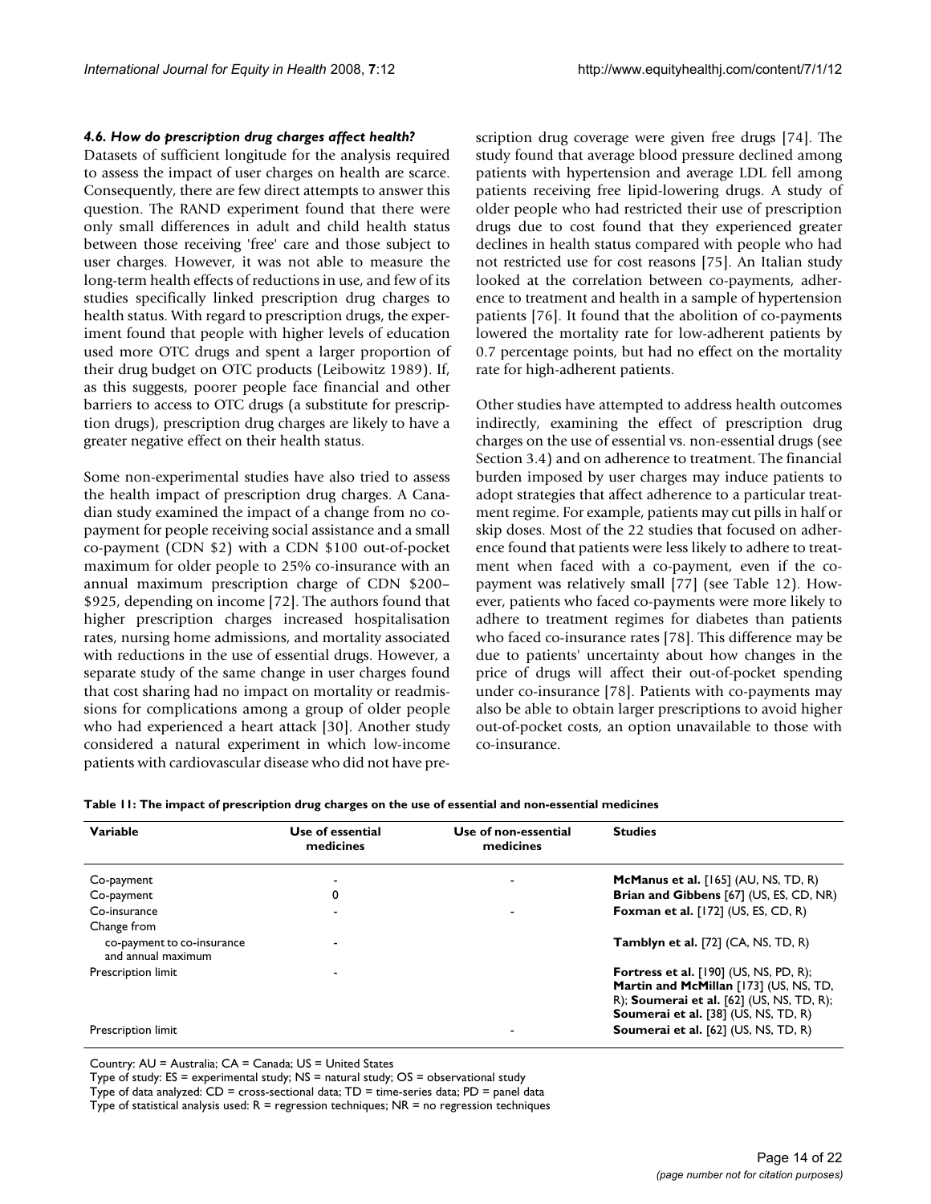### *4.6. How do prescription drug charges affect health?*

Datasets of sufficient longitude for the analysis required to assess the impact of user charges on health are scarce. Consequently, there are few direct attempts to answer this question. The RAND experiment found that there were only small differences in adult and child health status between those receiving 'free' care and those subject to user charges. However, it was not able to measure the long-term health effects of reductions in use, and few of its studies specifically linked prescription drug charges to health status. With regard to prescription drugs, the experiment found that people with higher levels of education used more OTC drugs and spent a larger proportion of their drug budget on OTC products (Leibowitz 1989). If, as this suggests, poorer people face financial and other barriers to access to OTC drugs (a substitute for prescription drugs), prescription drug charges are likely to have a greater negative effect on their health status.

Some non-experimental studies have also tried to assess the health impact of prescription drug charges. A Canadian study examined the impact of a change from no co-payment for people receiving social assistance and a small co-payment (CDN $2) with a CDN $100 out-of-pocket maximum for older people to 25% co-insurance with an annual maximum prescription charge of CDN $200–$925, depending on income [72]. The authors found that higher prescription charges increased hospitalisation rates, nursing home admissions, and mortality associated with reductions in the use of essential drugs. However, a separate study of the same change in user charges found that cost sharing had no impact on mortality or readmissions for complications among a group of older people who had experienced a heart attack [30]. Another study considered a natural experiment in which low-income patients with cardiovascular disease who did not have prescription drug coverage were given free drugs [74]. The study found that average blood pressure declined among patients with hypertension and average LDL fell among patients receiving free lipid-lowering drugs. A study of older people who had restricted their use of prescription drugs due to cost found that they experienced greater declines in health status compared with people who had not restricted use for cost reasons [75]. An Italian study looked at the correlation between co-payments, adherence to treatment and health in a sample of hypertension patients [76]. It found that the abolition of co-payments lowered the mortality rate for low-adherent patients by 0.7 percentage points, but had no effect on the mortality rate for high-adherent patients.

Other studies have attempted to address health outcomes indirectly, examining the effect of prescription drug charges on the use of essential vs. non-essential drugs (see Section 3.4) and on adherence to treatment. The financial burden imposed by user charges may induce patients to adopt strategies that affect adherence to a particular treatment regime. For example, patients may cut pills in half or skip doses. Most of the 22 studies that focused on adherence found that patients were less likely to adhere to treatment when faced with a co-payment, even if the co-payment was relatively small [77] (see Table 12). However, patients who faced co-payments were more likely to adhere to treatment regimes for diabetes than patients who faced co-insurance rates [78]. This difference may be due to patients' uncertainty about how changes in the price of drugs will affect their out-of-pocket spending under co-insurance [78]. Patients with co-payments may also be able to obtain larger prescriptions to avoid higher out-of-pocket costs, an option unavailable to those with co-insurance.

**Table 11: The impact of prescription drug charges on the use of essential and non-essential medicines**

| Variable | Use of essential medicines | Use of non-essential medicines | Studies |
|---|---|---|---|
| Co-payment | - | - | **McManus et al.** [165] (AU, NS, TD, R) |
| Co-payment | 0 | | **Brian and Gibbens** [67] (US, ES, CD, NR) |
| Co-insurance | - | - | **Foxman et al.** [172] (US, ES, CD, R) |
| Change from | | | |
| co-payment to co-insurance and annual maximum | - | | **Tamblyn et al.** [72] (CA, NS, TD, R) |
| Prescription limit | - | | **Fortress et al.** [190] (US, NS, PD, R); **Martin and McMillan** [173] (US, NS, TD, R); **Soumerai et al.** [62] (US, NS, TD, R); **Soumerai et al.** [38] (US, NS, TD, R) |
| Prescription limit | | - | **Soumerai et al.** [62] (US, NS, TD, R) |

Country: AU = Australia; CA = Canada; US = United States

Type of study: ES = experimental study; NS = natural study; OS = observational study

Type of data analyzed: CD = cross-sectional data; TD = time-series data; PD = panel data

Type of statistical analysis used: R = regression techniques; NR = no regression techniques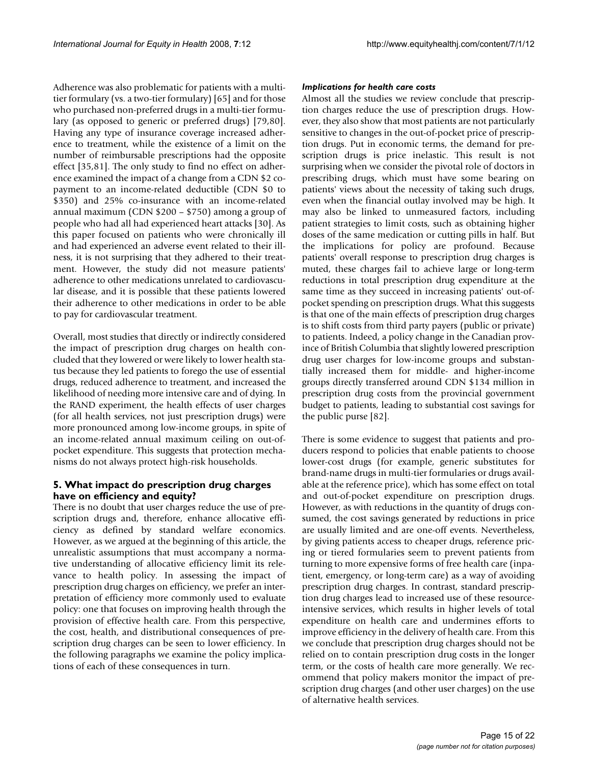Adherence was also problematic for patients with a multi-tier formulary (vs. a two-tier formulary) [65] and for those who purchased non-preferred drugs in a multi-tier formulary (as opposed to generic or preferred drugs) [79,80]. Having any type of insurance coverage increased adherence to treatment, while the existence of a limit on the number of reimbursable prescriptions had the opposite effect [35,81]. The only study to find no effect on adherence examined the impact of a change from a CDN $2 co-payment to an income-related deductible (CDN $0 to $350) and 25% co-insurance with an income-related annual maximum (CDN $200 – $750) among a group of people who had all had experienced heart attacks [30]. As this paper focused on patients who were chronically ill and had experienced an adverse event related to their illness, it is not surprising that they adhered to their treatment. However, the study did not measure patients' adherence to other medications unrelated to cardiovascular disease, and it is possible that these patients lowered their adherence to other medications in order to be able to pay for cardiovascular treatment.

Overall, most studies that directly or indirectly considered the impact of prescription drug charges on health concluded that they lowered or were likely to lower health status because they led patients to forego the use of essential drugs, reduced adherence to treatment, and increased the likelihood of needing more intensive care and of dying. In the RAND experiment, the health effects of user charges (for all health services, not just prescription drugs) were more pronounced among low-income groups, in spite of an income-related annual maximum ceiling on out-of-pocket expenditure. This suggests that protection mechanisms do not always protect high-risk households.

## 5. What impact do prescription drug charges have on efficiency and equity?

There is no doubt that user charges reduce the use of prescription drugs and, therefore, enhance allocative efficiency as defined by standard welfare economics. However, as we argued at the beginning of this article, the unrealistic assumptions that must accompany a normative understanding of allocative efficiency limit its relevance to health policy. In assessing the impact of prescription drug charges on efficiency, we prefer an interpretation of efficiency more commonly used to evaluate policy: one that focuses on improving health through the provision of effective health care. From this perspective, the cost, health, and distributional consequences of prescription drug charges can be seen to lower efficiency. In the following paragraphs we examine the policy implications of each of these consequences in turn.

### *Implications for health care costs*

Almost all the studies we review conclude that prescription charges reduce the use of prescription drugs. However, they also show that most patients are not particularly sensitive to changes in the out-of-pocket price of prescription drugs. Put in economic terms, the demand for prescription drugs is price inelastic. This result is not surprising when we consider the pivotal role of doctors in prescribing drugs, which must have some bearing on patients' views about the necessity of taking such drugs, even when the financial outlay involved may be high. It may also be linked to unmeasured factors, including patient strategies to limit costs, such as obtaining higher doses of the same medication or cutting pills in half. But the implications for policy are profound. Because patients' overall response to prescription drug charges is muted, these charges fail to achieve large or long-term reductions in total prescription drug expenditure at the same time as they succeed in increasing patients' out-of-pocket spending on prescription drugs. What this suggests is that one of the main effects of prescription drug charges is to shift costs from third party payers (public or private) to patients. Indeed, a policy change in the Canadian province of British Columbia that slightly lowered prescription drug user charges for low-income groups and substantially increased them for middle- and higher-income groups directly transferred around CDN $134 million in prescription drug costs from the provincial government budget to patients, leading to substantial cost savings for the public purse [82].

There is some evidence to suggest that patients and producers respond to policies that enable patients to choose lower-cost drugs (for example, generic substitutes for brand-name drugs in multi-tier formularies or drugs available at the reference price), which has some effect on total and out-of-pocket expenditure on prescription drugs. However, as with reductions in the quantity of drugs consumed, the cost savings generated by reductions in price are usually limited and are one-off events. Nevertheless, by giving patients access to cheaper drugs, reference pricing or tiered formularies seem to prevent patients from turning to more expensive forms of free health care (inpatient, emergency, or long-term care) as a way of avoiding prescription drug charges. In contrast, standard prescription drug charges lead to increased use of these resource-intensive services, which results in higher levels of total expenditure on health care and undermines efforts to improve efficiency in the delivery of health care. From this we conclude that prescription drug charges should not be relied on to contain prescription drug costs in the longer term, or the costs of health care more generally. We recommend that policy makers monitor the impact of prescription drug charges (and other user charges) on the use of alternative health services.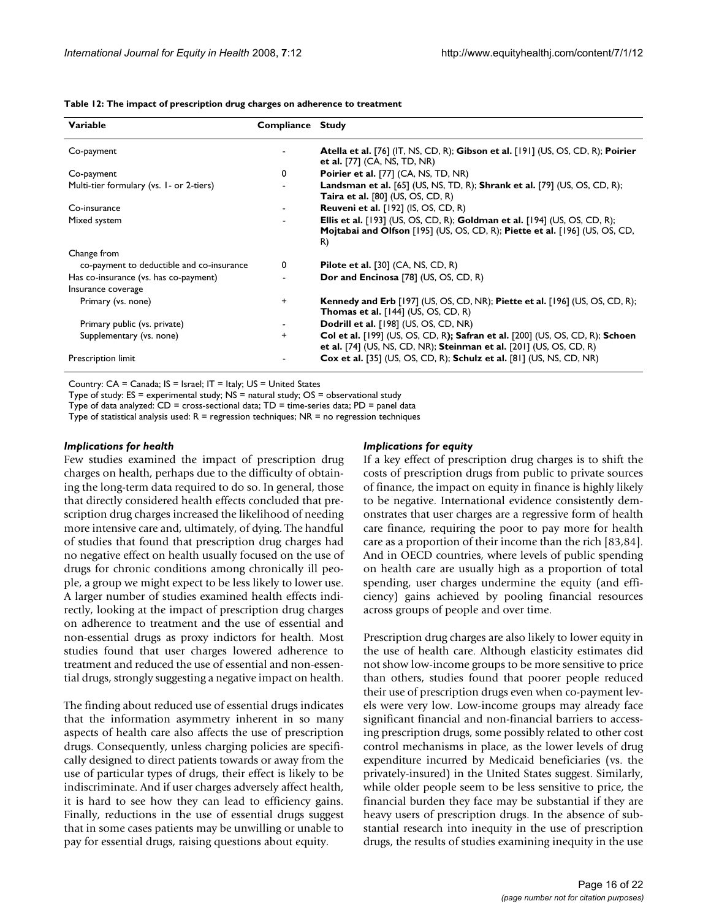**Table 12: The impact of prescription drug charges on adherence to treatment**

| Variable | Compliance | Study |
|---|---|---|
| Co-payment | - | **Atella et al.** [76] (IT, NS, CD, R); **Gibson et al.** [191] (US, OS, CD, R); **Poirier et al.** [77] (CA, NS, TD, NR) |
| Co-payment | 0 | **Poirier et al.** [77] (CA, NS, TD, NR) |
| Multi-tier formulary (vs. 1- or 2-tiers) | - | **Landsman et al.** [65] (US, NS, TD, R); **Shrank et al.** [79] (US, OS, CD, R); **Taira et al.** [80] (US, OS, CD, R) |
| Co-insurance | - | **Reuveni et al.** [192] (IS, OS, CD, R) |
| Mixed system | - | **Ellis et al.** [193] (US, OS, CD, R); **Goldman et al.** [194] (US, OS, CD, R); **Mojtabai and Olfson** [195] (US, OS, CD, R); **Piette et al.** [196] (US, OS, CD, R) |
| Change from | | |
| co-payment to deductible and co-insurance | 0 | **Pilote et al.** [30] (CA, NS, CD, R) |
| Has co-insurance (vs. has co-payment) | - | **Dor and Encinosa** [78] (US, OS, CD, R) |
| Insurance coverage | | |
| Primary (vs. none) | + | **Kennedy and Erb** [197] (US, OS, CD, NR); **Piette et al.** [196] (US, OS, CD, R); **Thomas et al.** [144] (US, OS, CD, R) |
| Primary public (vs. private) | - | **Dodrill et al.** [198] (US, OS, CD, NR) |
| Supplementary (vs. none) | + | **Col et al.** [199] (US, OS, CD, R); **Safran et al.** [200] (US, OS, CD, R); **Schoen et al.** [74] (US, NS, CD, NR); **Steinman et al.** [201] (US, OS, CD, R) |
| Prescription limit | - | **Cox et al.** [35] (US, OS, CD, R); **Schulz et al.** [81] (US, NS, CD, NR) |

Country: CA = Canada; IS = Israel; IT = Italy; US = United States

Type of study: ES = experimental study; NS = natural study; OS = observational study

Type of data analyzed: CD = cross-sectional data; TD = time-series data; PD = panel data

Type of statistical analysis used: R = regression techniques; NR = no regression techniques

### *Implications for health*

Few studies examined the impact of prescription drug charges on health, perhaps due to the difficulty of obtaining the long-term data required to do so. In general, those that directly considered health effects concluded that prescription drug charges increased the likelihood of needing more intensive care and, ultimately, of dying. The handful of studies that found that prescription drug charges had no negative effect on health usually focused on the use of drugs for chronic conditions among chronically ill people, a group we might expect to be less likely to lower use. A larger number of studies examined health effects indirectly, looking at the impact of prescription drug charges on adherence to treatment and the use of essential and non-essential drugs as proxy indictors for health. Most studies found that user charges lowered adherence to treatment and reduced the use of essential and non-essential drugs, strongly suggesting a negative impact on health.

The finding about reduced use of essential drugs indicates that the information asymmetry inherent in so many aspects of health care also affects the use of prescription drugs. Consequently, unless charging policies are specifically designed to direct patients towards or away from the use of particular types of drugs, their effect is likely to be indiscriminate. And if user charges adversely affect health, it is hard to see how they can lead to efficiency gains. Finally, reductions in the use of essential drugs suggest that in some cases patients may be unwilling or unable to pay for essential drugs, raising questions about equity.

### *Implications for equity*

If a key effect of prescription drug charges is to shift the costs of prescription drugs from public to private sources of finance, the impact on equity in finance is highly likely to be negative. International evidence consistently demonstrates that user charges are a regressive form of health care finance, requiring the poor to pay more for health care as a proportion of their income than the rich [83,84]. And in OECD countries, where levels of public spending on health care are usually high as a proportion of total spending, user charges undermine the equity (and efficiency) gains achieved by pooling financial resources across groups of people and over time.

Prescription drug charges are also likely to lower equity in the use of health care. Although elasticity estimates did not show low-income groups to be more sensitive to price than others, studies found that poorer people reduced their use of prescription drugs even when co-payment levels were very low. Low-income groups may already face significant financial and non-financial barriers to accessing prescription drugs, some possibly related to other cost control mechanisms in place, as the lower levels of drug expenditure incurred by Medicaid beneficiaries (vs. the privately-insured) in the United States suggest. Similarly, while older people seem to be less sensitive to price, the financial burden they face may be substantial if they are heavy users of prescription drugs. In the absence of substantial research into inequity in the use of prescription drugs, the results of studies examining inequity in the use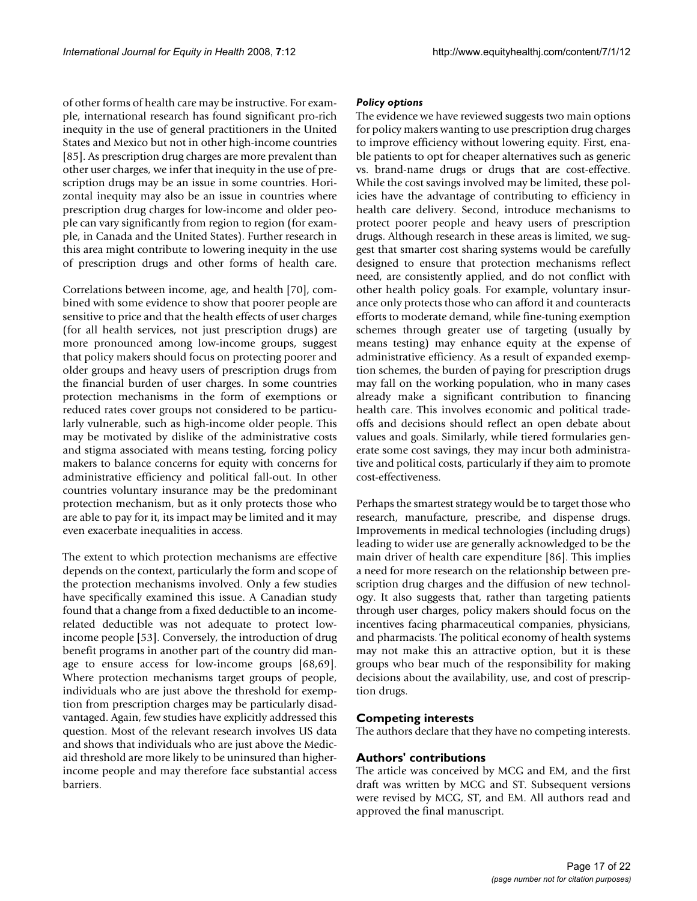of other forms of health care may be instructive. For example, international research has found significant pro-rich inequity in the use of general practitioners in the United States and Mexico but not in other high-income countries [85]. As prescription drug charges are more prevalent than other user charges, we infer that inequity in the use of prescription drugs may be an issue in some countries. Horizontal inequity may also be an issue in countries where prescription drug charges for low-income and older people can vary significantly from region to region (for example, in Canada and the United States). Further research in this area might contribute to lowering inequity in the use of prescription drugs and other forms of health care.

Correlations between income, age, and health [70], combined with some evidence to show that poorer people are sensitive to price and that the health effects of user charges (for all health services, not just prescription drugs) are more pronounced among low-income groups, suggest that policy makers should focus on protecting poorer and older groups and heavy users of prescription drugs from the financial burden of user charges. In some countries protection mechanisms in the form of exemptions or reduced rates cover groups not considered to be particularly vulnerable, such as high-income older people. This may be motivated by dislike of the administrative costs and stigma associated with means testing, forcing policy makers to balance concerns for equity with concerns for administrative efficiency and political fall-out. In other countries voluntary insurance may be the predominant protection mechanism, but as it only protects those who are able to pay for it, its impact may be limited and it may even exacerbate inequalities in access.

The extent to which protection mechanisms are effective depends on the context, particularly the form and scope of the protection mechanisms involved. Only a few studies have specifically examined this issue. A Canadian study found that a change from a fixed deductible to an income-related deductible was not adequate to protect low-income people [53]. Conversely, the introduction of drug benefit programs in another part of the country did manage to ensure access for low-income groups [68,69]. Where protection mechanisms target groups of people, individuals who are just above the threshold for exemption from prescription charges may be particularly disadvantaged. Again, few studies have explicitly addressed this question. Most of the relevant research involves US data and shows that individuals who are just above the Medicaid threshold are more likely to be uninsured than higher-income people and may therefore face substantial access barriers.

### *Policy options*

The evidence we have reviewed suggests two main options for policy makers wanting to use prescription drug charges to improve efficiency without lowering equity. First, enable patients to opt for cheaper alternatives such as generic vs. brand-name drugs or drugs that are cost-effective. While the cost savings involved may be limited, these policies have the advantage of contributing to efficiency in health care delivery. Second, introduce mechanisms to protect poorer people and heavy users of prescription drugs. Although research in these areas is limited, we suggest that smarter cost sharing systems would be carefully designed to ensure that protection mechanisms reflect need, are consistently applied, and do not conflict with other health policy goals. For example, voluntary insurance only protects those who can afford it and counteracts efforts to moderate demand, while fine-tuning exemption schemes through greater use of targeting (usually by means testing) may enhance equity at the expense of administrative efficiency. As a result of expanded exemption schemes, the burden of paying for prescription drugs may fall on the working population, who in many cases already make a significant contribution to financing health care. This involves economic and political trade-offs and decisions should reflect an open debate about values and goals. Similarly, while tiered formularies generate some cost savings, they may incur both administrative and political costs, particularly if they aim to promote cost-effectiveness.

Perhaps the smartest strategy would be to target those who research, manufacture, prescribe, and dispense drugs. Improvements in medical technologies (including drugs) leading to wider use are generally acknowledged to be the main driver of health care expenditure [86]. This implies a need for more research on the relationship between prescription drug charges and the diffusion of new technology. It also suggests that, rather than targeting patients through user charges, policy makers should focus on the incentives facing pharmaceutical companies, physicians, and pharmacists. The political economy of health systems may not make this an attractive option, but it is these groups who bear much of the responsibility for making decisions about the availability, use, and cost of prescription drugs.

## Competing interests

The authors declare that they have no competing interests.

## Authors' contributions

The article was conceived by MCG and EM, and the first draft was written by MCG and ST. Subsequent versions were revised by MCG, ST, and EM. All authors read and approved the final manuscript.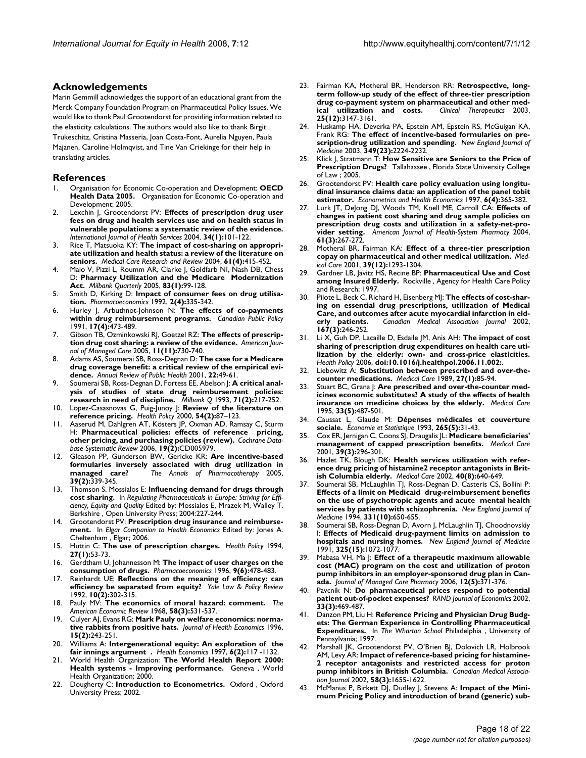## Acknowledgements

Marin Gemmill acknowledges the support of an educational grant from the Merck Company Foundation Program on Pharmaceutical Policy Issues. We would like to thank Paul Grootendorst for providing information related to the elasticity calculations. The authors would also like to thank Birgit Trukeschitz, Cristina Masseria, Joan Costa-Font, Aurelia Nguyen, Paula Majanen, Caroline Holmqvist, and Tine Van Criekinge for their help in translating articles.

## References

1. Organisation for Economic Co-operation and Development: **OECD Health Data 2005.** Organisation for Economic Co-operation and Development; 2005.
2. Lexchin J, Grootendorst PV: **Effects of prescription drug user fees on drug and health services use and on health status in vulnerable populations: a systematic review of the evidence.** *International Journal of Health Services* 2004, **34(1):**101-122.
3. Rice T, Matsuoka KY: **The impact of cost-sharing on appropriate utilization and health status: a review of the literature on seniors.** *Medical Care Research and Review* 2004, **61(4):**415-452.
4. Maio V, Pizzi L, Roumm AR, Clarke J, Goldfarb NI, Nash DB, Chess D: **Pharmacy Utilization and the Medicare Modernization Act.** *Milbank Quarterly* 2005, **83(1):**99-128.
5. Smith D, Kirking D: **Impact of consumer fees on drug utilisation.** *Pharmacoeconomics* 1992, **2(4):**335-342.
6. Hurley J, Arbuthnot-Johnson N: **The effects of co-payments within drug reimbursement programs.** *Canadian Public Policy* 1991, **17(4):**473-489.
7. Gibson TB, Ozminkowski RJ, Goetzel RZ: **The effects of prescription drug cost sharing: a review of the evidence.** *American Journal of Managed Care* 2005, **11(11):**730-740.
8. Adams AS, Soumerai SB, Ross-Degnan D: **The case for a Medicare drug coverage benefit: a critical review of the empirical evidence.** *Annual Review of Public Health* 2001, **22:**49-61.
9. Soumerai SB, Ross-Degnan D, Fortess EE, Abelson J: **A critical analysis of studies of state drug reimbursement policies: research in need of discipline.** *Milbank Q* 1993, **71(2):**217-252.
10. Lopez-Casasnovas G, Puig-Junoy J: **Review of the literature on reference pricing.** *Health Policy* 2000, **54(2):**87–123.
11. Aaserud M, Dahlgren AT, Kösters JP, Oxman AD, Ramsay C, Sturm H: **Pharmaceutical policies: effects of reference pricing, other pricing, and purchasing policies (review).** *Cochrane Database Systematic Review* 2006, **19(2):**CD005979.
12. Gleason PP, Gunderson BW, Gericke KR: **Are incentive-based formularies inversely associated with drug utilization in managed care?** *The Annals of Pharmacotherapy* 2005, **39(2):**339-345.
13. Thomson S, Mossialos E: **Influencing demand for drugs through cost sharing.** In *Regulating Pharmaceuticals in Europe: Striving for Efficiency, Equity and Quality* Edited by: Mossialos E, Mrazek M, Walley T. Berkshire , Open University Press; 2004:227-244.
14. Grootendorst PV: **Prescription drug insurance and reimbursement.** In *Elgar Companion to Health Economics* Edited by: Jones A. Cheltenham , Elgar; 2006.
15. Huttin C: **The use of prescription charges.** *Health Policy* 1994, **27(1):**53-73.
16. Gerdtham U, Johannesson M: **The impact of user charges on the consumption of drugs.** *Pharmacoeconomics* 1996, **9(6):**478-483.
17. Reinhardt UE: **Reflections on the meaning of efficiency: can efficiency be separated from equity?** *Yale Law & Policy Review* 1992, **10(2):**302-315.
18. Pauly MV: **The economics of moral hazard: comment.** *The American Economic Review* 1968, **58(3):**531-537.
19. Culyer AJ, Evans RG: **Mark Pauly on welfare economics: normative rabbits from positive hats.** *Journal of Health Economics* 1996, **15(2):**243-251.
20. Williams A: **Intergenerational equity: An exploration of the fair innings argument .** *Health Economics* 1997, **6(2):**117 -1132.
21. World Health Organization: **The World Health Report 2000: Health systems - Improving performance.** Geneva , World Health Organization; 2000.
22. Dougherty C: **Introduction to Econometrics.** Oxford , Oxford University Press; 2002.
23. Fairman KA, Motheral BR, Henderson RR: **Retrospective, long-term follow-up study of the effect of three-tier prescription drug co-payment system on pharmaceutical and other medical utilization and costs.** *Clinical Therapeutics* 2003, **25(12):**3147-3161.
24. Huskamp HA, Deverka PA, Epstein AM, Epstein RS, McGuigan KA, Frank RG: **The effect of incentive-based formularies on prescription-drug utilization and spending.** *New England Journal of Medicine* 2003, **349(23):**2224-2232.
25. Klick J, Stratmann T: **How Sensitive are Seniors to the Price of Prescription Drugs?** Tallahassee , Florida State University College of Law ; 2005.
26. Grootendorst PV: **Health care policy evaluation using longitudinal insurance claims data: an application of the panel tobit estimator.** *Econometrics and Health Economics* 1997, **6(4):**365-382.
27. Lurk JT, DeJong DJ, Woods TM, Knell ME, Carroll CA: **Effects of changes in patient cost sharing and drug sample policies on prescription drug costs and utilization in a safety-net-provider setting.** *American Journal of Health-System Pharmacy* 2004, **61(3):**267-272.
28. Motheral BR, Fairman KA: **Effect of a three-tier prescription copay on pharmaceutical and other medical utilization.** *Medical Care* 2001, **39(12):**1293-1304.
29. Gardner LB, Javitz HS, Recine BP: **Pharmaceutical Use and Cost among Insured Elderly.** Rockville , Agency for Health Care Policy and Research; 1997.
30. Pilote L, Beck C, Richard H, Eisenberg MJ: **The effects of cost-sharing on essential drug prescriptions, utilization of Medical Care, and outcomes after acute myocardial infarction in elderly patients.** *Canadian Medical Association Journal* 2002, **167(3):**246-252.
31. Li X, Guh DP, Lacaille D, Esdaile JM, Anis AH: **The impact of cost sharing of prescription drug expenditures on health care utilization by the elderly: own- and cross-price elasticities.** *Health Policy* 2006, **doi:10.1016/j.healthpol.2006.11.002:**.
32. Liebowitz A: **Substitution between prescribed and over-the-counter medications.** *Medical Care* 1989, **27(1):**85-94.
33. Stuart BC, Grana J: **Are prescribed and over-the-counter medicines economic substitutes? A study of the effects of health insurance on medicine choices by the elderly.** *Medical Care* 1995, **33(5):**487-501.
34. Caussat L, Glaude M: **Dépenses médicales et couverture sociale.** *Économie et Statistique* 1993, **265(5):**31-43.
35. Cox ER, Jernigan C, Coons SJ, Draugalis JL: **Medicare beneficiaries' management of capped prescription benefits.** *Medical Care* 2001, **39(3):**296-301.
36. Hazlet TK, Blough DK: **Health services utilization with reference drug pricing of histamine2 receptor antagonists in British Columbia elderly.** *Medical Care* 2002, **40(8):**640-649.
37. Soumerai SB, McLaughlin TJ, Ross-Degnan D, Casteris CS, Bollini P: **Effects of a limit on Medicaid drug-reimbursement benefits on the use of psychotropic agents and acute mental health services by patients with schizophrenia.** *New England Journal of Medicine* 1994, **331(10):**650-655.
38. Soumerai SB, Ross-Degnan D, Avorn J, McLaughlin TJ, Choodnovskiy I: **Effects of Medicaid drug-payment limits on admission to hospitals and nursing homes.** *New England Journal of Medicine* 1991, **325(15):**1072-1077.
39. Mabasa VH, Ma J: **Effect of a therapeutic maximum allowable cost (MAC) program on the cost and utilization of proton pump inhibitors in an employer-sponsored drug plan in Canada.** *Journal of Managed Care Pharmacy* 2006, **12(5):**371-376.
40. Pavcnik N: **Do pharmaceutical prices respond to potential patient out-of-pocket expenses?** *RAND Journal of Economics* 2002, **33(3):**469-487.
41. Danzon PM, Liu H: **Reference Pricing and Physician Drug Budgets: The German Experience in Controlling Pharmaceutical Expenditures.** In *The Wharton School* Philadelphia , University of Pennsylvania; 1997.
42. Marshall JK, Grootendorst PV, O'Brien BJ, Dolovich LR, Holbrook AM, Levy AR: **Impact of reference-based pricing for histamine-2 receptor antagonists and restricted access for proton pump inhibitors in British Columbia.** *Canadian Medical Association Journal* 2002, **58(3):**1655-1622.
43. McManus P, Birkett DJ, Dudley J, Stevens A: **Impact of the Minimum Pricing Policy and introduction of brand (generic) sub-**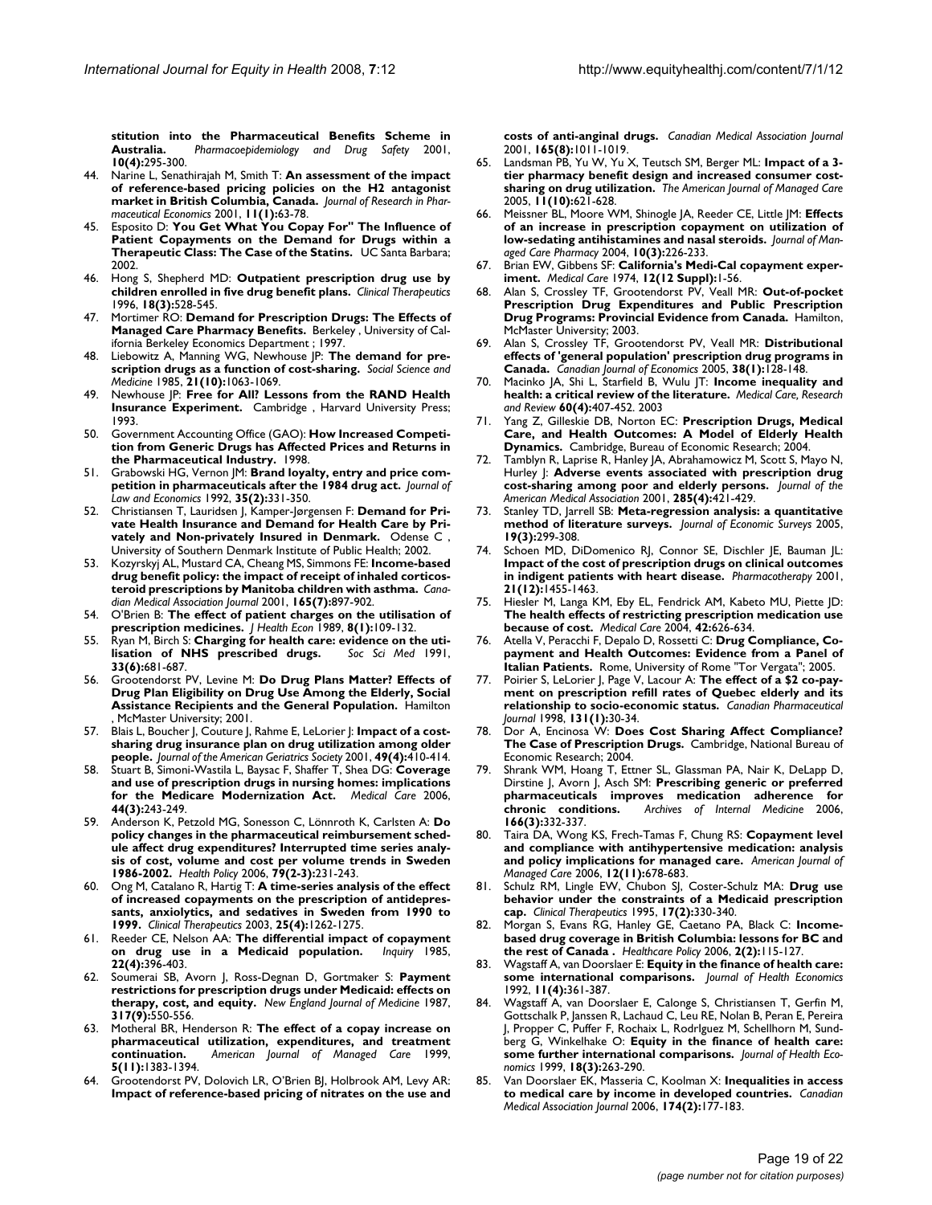stitution into the Pharmaceutical Benefits Scheme in Australia. *Pharmacoepidemiology and Drug Safety* 2001, **10(4)**:295-300.

44. Narine L, Senathirajah M, Smith T: **An assessment of the impact of reference-based pricing policies on the H2 antagonist market in British Columbia, Canada.** *Journal of Research in Pharmaceutical Economics* 2001, **11(1)**:63-78.
45. Esposito D: **You Get What You Copay For" The Influence of Patient Copayments on the Demand for Drugs within a Therapeutic Class: The Case of the Statins.** UC Santa Barbara; 2002.
46. Hong S, Shepherd MD: **Outpatient prescription drug use by children enrolled in five drug benefit plans.** *Clinical Therapeutics* 1996, **18(3)**:528-545.
47. Mortimer RO: **Demand for Prescription Drugs: The Effects of Managed Care Pharmacy Benefits.** Berkeley , University of California Berkeley Economics Department ; 1997.
48. Liebowitz A, Manning WG, Newhouse JP: **The demand for prescription drugs as a function of cost-sharing.** *Social Science and Medicine* 1985, **21(10)**:1063-1069.
49. Newhouse JP: **Free for All? Lessons from the RAND Health Insurance Experiment.** Cambridge , Harvard University Press; 1993.
50. Government Accounting Office (GAO): **How Increased Competition from Generic Drugs has Affected Prices and Returns in the Pharmaceutical Industry.** 1998.
51. Grabowski HG, Vernon JM: **Brand loyalty, entry and price competition in pharmaceuticals after the 1984 drug act.** *Journal of Law and Economics* 1992, **35(2)**:331-350.
52. Christiansen T, Lauridsen J, Kamper-Jørgensen F: **Demand for Private Health Insurance and Demand for Health Care by Privately and Non-privately Insured in Denmark.** Odense C , University of Southern Denmark Institute of Public Health; 2002.
53. Kozyrskyj AL, Mustard CA, Cheang MS, Simmons FE: **Income-based drug benefit policy: the impact of receipt of inhaled corticosteroid prescriptions by Manitoba children with asthma.** *Canadian Medical Association Journal* 2001, **165(7)**:897-902.
54. O'Brien B: **The effect of patient charges on the utilisation of prescription medicines.** *J Health Econ* 1989, **8(1)**:109-132.
55. Ryan M, Birch S: **Charging for health care: evidence on the utilisation of NHS prescribed drugs.** *Soc Sci Med* 1991, **33(6)**:681-687.
56. Grootendorst PV, Levine M: **Do Drug Plans Matter? Effects of Drug Plan Eligibility on Drug Use Among the Elderly, Social Assistance Recipients and the General Population.** Hamilton , McMaster University; 2001.
57. Blais L, Boucher J, Couture J, Rahme E, LeLorier J: **Impact of a cost-sharing drug insurance plan on drug utilization among older people.** *Journal of the American Geriatrics Society* 2001, **49(4)**:410-414.
58. Stuart B, Simoni-Wastila L, Baysac F, Shaffer T, Shea DG: **Coverage and use of prescription drugs in nursing homes: implications for the Medicare Modernization Act.** *Medical Care* 2006, **44(3)**:243-249.
59. Anderson K, Petzold MG, Sonesson C, Lönnroth K, Carlsten A: **Do policy changes in the pharmaceutical reimbursement schedule affect drug expenditures? Interrupted time series analysis of cost, volume and cost per volume trends in Sweden 1986-2002.** *Health Policy* 2006, **79(2-3)**:231-243.
60. Ong M, Catalano R, Hartig T: **A time-series analysis of the effect of increased copayments on the prescription of antidepressants, anxiolytics, and sedatives in Sweden from 1990 to 1999.** *Clinical Therapeutics* 2003, **25(4)**:1262-1275.
61. Reeder CE, Nelson AA: **The differential impact of copayment on drug use in a Medicaid population.** *Inquiry* 1985, **22(4)**:396-403.
62. Soumerai SB, Avorn J, Ross-Degnan D, Gortmaker S: **Payment restrictions for prescription drugs under Medicaid: effects on therapy, cost, and equity.** *New England Journal of Medicine* 1987, **317(9)**:550-556.
63. Motheral BR, Henderson R: **The effect of a copay increase on pharmaceutical utilization, expenditures, and treatment continuation.** *American Journal of Managed Care* 1999, **5(11)**:1383-1394.
64. Grootendorst PV, Dolovich LR, O'Brien BJ, Holbrook AM, Levy AR: **Impact of reference-based pricing of nitrates on the use and costs of anti-anginal drugs.** *Canadian Medical Association Journal* 2001, **165(8)**:1011-1019.
65. Landsman PB, Yu W, Yu X, Teutsch SM, Berger ML: **Impact of a 3-tier pharmacy benefit design and increased consumer cost-sharing on drug utilization.** *The American Journal of Managed Care* 2005, **11(10)**:621-628.
66. Meissner BL, Moore WM, Shinogle JA, Reeder CE, Little JM: **Effects of an increase in prescription copayment on utilization of low-sedating antihistamines and nasal steroids.** *Journal of Managed Care Pharmacy* 2004, **10(3)**:226-233.
67. Brian EW, Gibbens SF: **California's Medi-Cal copayment experiment.** *Medical Care* 1974, **12(12 Suppl)**:1-56.
68. Alan S, Crossley TF, Grootendorst PV, Veall MR: **Out-of-pocket Prescription Drug Expenditures and Public Prescription Drug Programs: Provincial Evidence from Canada.** Hamilton, McMaster University; 2003.
69. Alan S, Crossley TF, Grootendorst PV, Veall MR: **Distributional effects of 'general population' prescription drug programs in Canada.** *Canadian Journal of Economics* 2005, **38(1)**:128-148.
70. Macinko JA, Shi L, Starfield B, Wulu JT: **Income inequality and health: a critical review of the literature.** *Medical Care, Research and Review* **60(4)**:407-452. 2003
71. Yang Z, Gilleskie DB, Norton EC: **Prescription Drugs, Medical Care, and Health Outcomes: A Model of Elderly Health Dynamics.** Cambridge, Bureau of Economic Research; 2004.
72. Tamblyn R, Laprise R, Hanley JA, Abrahamowicz M, Scott S, Mayo N, Hurley J: **Adverse events associated with prescription drug cost-sharing among poor and elderly persons.** *Journal of the American Medical Association* 2001, **285(4)**:421-429.
73. Stanley TD, Jarrell SB: **Meta-regression analysis: a quantitative method of literature surveys.** *Journal of Economic Surveys* 2005, **19(3)**:299-308.
74. Schoen MD, DiDomenico RJ, Connor SE, Dischler JE, Bauman JL: **Impact of the cost of prescription drugs on clinical outcomes in indigent patients with heart disease.** *Pharmacotherapy* 2001, **21(12)**:1455-1463.
75. Hiesler M, Langa KM, Eby EL, Fendrick AM, Kabeto MU, Piette JD: **The health effects of restricting prescription medication use because of cost.** *Medical Care* 2004, **42**:626-634.
76. Atella V, Peracchi F, Depalo D, Rossetti C: **Drug Compliance, Co-payment and Health Outcomes: Evidence from a Panel of Italian Patients.** Rome, University of Rome "Tor Vergata"; 2005.
77. Poirier S, LeLorier J, Page V, Lacour A: **The effect of a $2 co-payment on prescription refill rates of Quebec elderly and its relationship to socio-economic status.** *Canadian Pharmaceutical Journal* 1998, **131(1)**:30-34.
78. Dor A, Encinosa W: **Does Cost Sharing Affect Compliance? The Case of Prescription Drugs.** Cambridge, National Bureau of Economic Research; 2004.
79. Shrank WM, Hoang T, Ettner SL, Glassman PA, Nair K, DeLapp D, Dirstine J, Avorn J, Asch SM: **Prescribing generic or preferred pharmaceuticals improves medication adherence for chronic conditions.** *Archives of Internal Medicine* 2006, **166(3)**:332-337.
80. Taira DA, Wong KS, Frech-Tamas F, Chung RS: **Copayment level and compliance with antihypertensive medication: analysis and policy implications for managed care.** *American Journal of Managed Care* 2006, **12(11)**:678-683.
81. Schulz RM, Lingle EW, Chubon SJ, Coster-Schulz MA: **Drug use behavior under the constraints of a Medicaid prescription cap.** *Clinical Therapeutics* 1995, **17(2)**:330-340.
82. Morgan S, Evans RG, Hanley GE, Caetano PA, Black C: **Income-based drug coverage in British Columbia: lessons for BC and the rest of Canada .** *Healthcare Policy* 2006, **2(2)**:115-127.
83. Wagstaff A, van Doorslaer E: **Equity in the finance of health care: some international comparisons.** *Journal of Health Economics* 1992, **11(4)**:361-387.
84. Wagstaff A, van Doorslaer E, Calonge S, Christiansen T, Gerfin M, Gottschalk P, Janssen R, Lachaud C, Leu RE, Nolan B, Peran E, Pereira J, Propper C, Puffer F, Rochaix L, Rodrlguez M, Schellhorn M, Sundberg G, Winkelhake O: **Equity in the finance of health care: some further international comparisons.** *Journal of Health Economics* 1999, **18(3)**:263-290.
85. Van Doorslaer EK, Masseria C, Koolman X: **Inequalities in access to medical care by income in developed countries.** *Canadian Medical Association Journal* 2006, **174(2)**:177-183.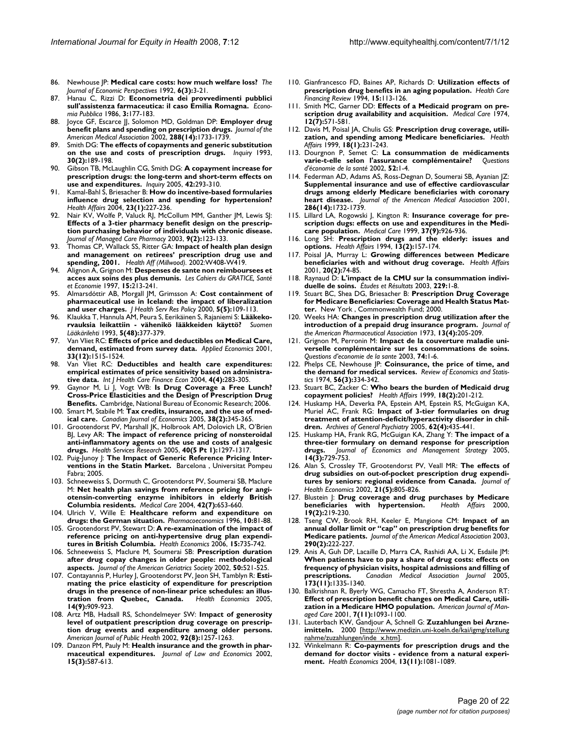86. Newhouse JP: **Medical care costs: how much welfare loss?** *The Journal of Economic Perspectives* 1992, **6(3):**3-21.
87. Hanau C, Rizzi D: **Econometria dei provvedimenti pubblici sull'assistenza farmaceutica: il caso Emilia Romagna.** *Economia Pubblica* 1986, **3:**177-183.
88. Joyce GF, Escarce JJ, Solomon MD, Goldman DP: **Employer drug benefit plans and spending on prescription drugs.** *Journal of the American Medical Association* 2002, **288(14):**1733-1739.
89. Smith DG: **The effects of copayments and generic substitution on the use and costs of prescription drugs.** *Inquiry* 1993, **30(2):**189-198.
90. Gibson TB, McLaughlin CG, Smith DG: **A copayment increase for prescription drugs: the long-term and short-term effects on use and expenditures.** *Inquiry* 2005, **42:**293-310.
91. Kamal-Bahl S, Briesacher B: **How do incentive-based formularies influence drug selection and spending for hypertension?** *Health Affairs* 2004, **23(1):**227-236.
92. Nair KV, Wolfe P, Valuck RJ, McCollum MM, Ganther JM, Lewis SJ: **Effects of a 3-tier pharmacy benefit design on the prescription purchasing behavior of individuals with chronic disease.** *Journal of Managed Care Pharmacy* 2003, **9(2):**123-133.
93. Thomas CP, Wallack SS, Ritter GA: **Impact of health plan design and management on retirees' prescription drug use and spending, 2001.** *Health Aff (Millwood).* 2002:W408-W419.
94. Alignon A, Grignon M: **Despenses de sante non reimboursees et acces aux soins des plus demunis.** *Les Cahiers du GRATICE, Santé et Economie* 1997, **15:**213-241.
95. Almarsdóttir AB, Morgall JM, Grimsson A: **Cost containment of pharmaceutical use in Iceland: the impact of liberalization and user charges.** *J Health Serv Res Policy* 2000, **5(5):**109-113.
96. Klaukka T, Hannula AM, Peura S, Eerikäinen S, Rajaniemi S: **Lääkekorvauksia leikattiin - vähenikö lääkkeiden käyttö?** *Suomen Lääkärilehti* 1993, **5(48):**377-379.
97. Van Vliet RC: **Effects of price and deductibles on Medical Care, demand, estimated from survey data.** *Applied Economics* 2001, **33(12):**1515-1524.
98. Van Vliet RC: **Deductibles and health care expenditures: empirical estimates of price sensitivity based on administrative data.** *Int J Health Care Finance Econ* 2004, **4(4):**283-305.
99. Gaynor M, Li J, Vogt WB: **Is Drug Coverage a Free Lunch? Cross-Price Elasticities and the Design of Prescription Drug Benefits.** Cambridge, National Bureau of Economic Research; 2006.
100. Smart M, Stabile M: **Tax credits, insurance, and the use of medical care.** *Canadian Journal of Economics* 2005, **38(2):**345-365.
101. Grootendorst PV, Marshall JK, Holbrook AM, Dolovich LR, O'Brien BJ, Levy AR: **The impact of reference pricing of nonsteroidal anti-inflammatory agents on the use and costs of analgesic drugs.** *Health Services Research* 2005, **40(5 Pt 1):**1297-1317.
102. Puig-Junoy J: **The Impact of Generic Reference Pricing Interventions in the Statin Market.** Barcelona , Universitat Pompeu Fabra; 2005.
103. Schneeweiss S, Dormuth C, Grootendorst PV, Soumerai SB, Maclure M: **Net health plan savings from reference pricing for angiotensin-converting enzyme inhibitors in elderly British Columbia residents.** *Medical Care* 2004, **42(7):**653-660.
104. Ulrich V, Wille E: **Healthcare reform and expenditure on drugs: the German situation.** *Pharmacoeconomics* 1996, **10:**81-88.
105. Grootendorst PV, Stewart D: **A re-examination of the impact of reference pricing on anti-hypertensive drug plan expenditures in British Columbia.** *Health Economics* 2006, **15:**735-742.
106. Schneeweiss S, Maclure M, Soumerai SB: **Prescription duration after drug copay changes in older people: methodological aspects.** *Journal of the American Geriatrics Society* 2002, **50:**521-525.
107. Contayannis P, Hurley J, Grootendorst PV, Jeon SH, Tamblyn R: **Estimating the price elasticity of expenditure for prescription drugs in the presence of non-linear price schedules: an illustration from Quebec, Canada.** *Health Economics* 2005, **14(9):**909-923.
108. Artz MB, Hadsall RS, Schondelmeyer SW: **Impact of generosity level of outpatient prescription drug coverage on prescription drug events and expenditure among older persons.** *American Journal of Public Health* 2002, **92(8):**1257-1263.
109. Danzon PM, Pauly M: **Health insurance and the growth in pharmaceutical expenditures.** *Journal of Law and Economics* 2002, **15(3):**587-613.
110. Gianfrancesco FD, Baines AP, Richards D: **Utilization effects of prescription drug benefits in an aging population.** *Health Care Financing Review* 1994, **15:**113-126.
111. Smith MC, Garner DD: **Effects of a Medicaid program on prescription drug availability and acquisition.** *Medical Care* 1974, **12(7):**571-581.
112. Davis M, Poisal JA, Chulis GS: **Prescription drug coverage, utilization, and spending among Medicare beneficiaries.** *Health Affairs* 1999, **18(1):**231-243.
113. Dourgnon P, Semet C: **La consummation de médicaments varie-t-elle selon l'assurance complémentaire?** *Questions d'économie de la santé* 2002, **52:**1-4.
114. Federman AD, Adams AS, Ross-Degnan D, Soumerai SB, Ayanian JZ: **Supplemental insurance and use of effective cardiovascular drugs among elderly Medicare beneficiaries with coronary heart disease.** *Journal of the American Medical Association* 2001, **286(14):**1732-1739.
115. Lillard LA, Rogowski J, Kington R: **Insurance coverage for prescription dugs: effects on use and expenditures in the Medicare population.** *Medical Care* 1999, **37(9):**926-936.
116. Long SH: **Prescription drugs and the elderly: issues and options.** *Health Affairs* 1994, **13(2):**157-174.
117. Poisal JA, Murray L: **Growing differences between Medicare beneficiaries with and without drug coverage.** *Health Affairs* 2001, **20(2):**74-85.
118. Raynaud D: **L'impact de la CMU sur la consummation individuelle de soins.** *Études et Résultats* 2003, **229:**1-8.
119. Stuart BC, Shea DG, Briesacher B: **Prescription Drug Coverage for Medicare Beneficiaries: Coverage and Health Status Matter.** New York , Commonwealth Fund; 2000.
120. Weeks HA: **Changes in prescription drug utilization after the introduction of a prepaid drug insurance program.** *Journal of the American Pharmaceutical Association* 1973, **13(4):**205-209.
121. Grignon M, Perronin M: **Impact de la couverture maladie universelle complémentaire sur les consommations de soins.** *Questions d'economie de la sante* 2003, **74:**1-6.
122. Phelps CE, Newhouse JP: **Coinsurance, the price of time, and the demand for medical services.** *Review of Economics and Statistics* 1974, **56(3):**334-342.
123. Stuart BC, Zacker C: **Who bears the burden of Medicaid drug copayment policies?** *Health Affairs* 1999, **18(2):**201-212.
124. Huskamp HA, Deverka PA, Epstein AM, Epstein RS, McGuigan KA, Muriel AC, Frank RG: **Impact of 3-tier formularies on drug treatment of attention-deficit/hyperactivity disorder in children.** *Archives of General Psychiatry* 2005, **62(4):**435-441.
125. Huskamp HA, Frank RG, McGuigan KA, Zhang Y: **The impact of a three-tier formulary on demand response for prescription drugs.** *Journal of Economics and Management Strategy* 2005, **14(3):**729-753.
126. Alan S, Crossley TF, Grootendorst PV, Veall MR: **The effects of drug subsidies on out-of-pocket prescription drug expenditures by seniors: regional evidence from Canada.** *Journal of Health Economics* 2002, **21(5):**805-826.
127. Blustein J: **Drug coverage and drug purchases by Medicare beneficiaries with hypertension.** *Health Affairs* 2000, **19(2):**219-230.
128. Tseng CW, Brook RH, Keeler E, Mangione CM: **Impact of an annual dollar limit or "cap" on prescription drug benefits for Medicare patients.** *Journal of the American Medical Association* 2003, **290(2):**222-227.
129. Anis A, Guh DP, Lacaille D, Marra CA, Rashidi AA, Li X, Esdaile JM: **When patients have to pay a share of drug costs: effects on frequency of physician visits, hospital admissions and filling of prescriptions.** *Canadian Medical Association Journal* 2005, **173(11):**1335-1340.
130. Balkrishnan R, Byerly WG, Camacho FT, Shrestha A, Anderson RT: **Effect of prescription benefit changes on Medical Care, utilization in a Medicare HMO population.** *American Journal of Managed Care* 2001, **7(11):**1093-1100.
131. Lauterbach KW, Gandjour A, Schnell G: **Zuzahlungen bei Arzneimitteln.** 2000 [http://www.medizin.uni-koeln.de/kai/igmg/stellungnahme/zuzahlungen/inde_x.htm].
132. Winkelmann R: **Co-payments for prescription drugs and the demand for doctor visits - evidence from a natural experiment.** *Health Economics* 2004, **13(11):**1081-1089.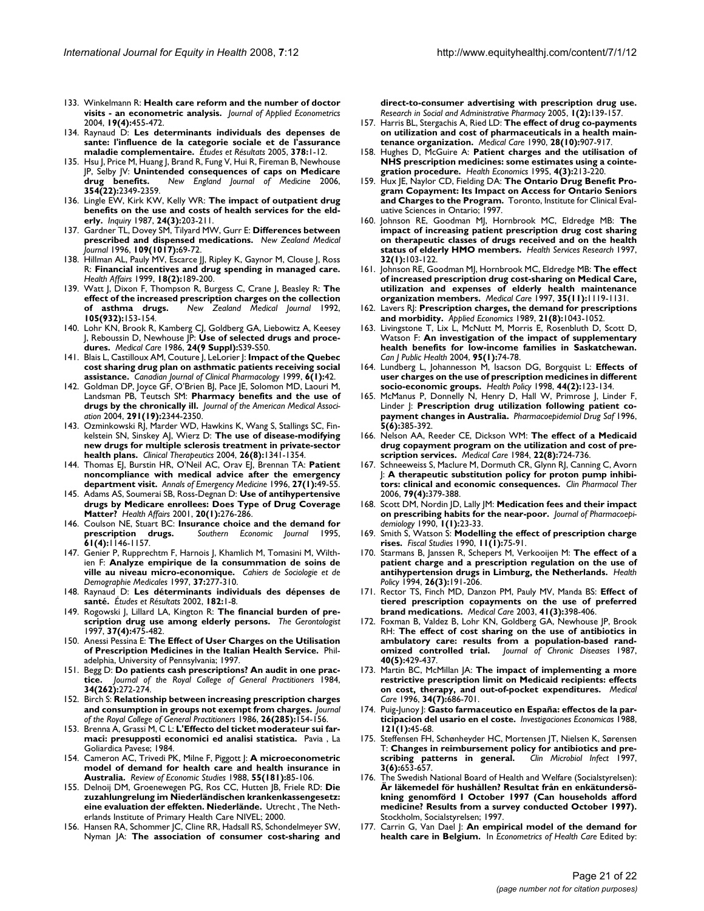133. Winkelmann R: **Health care reform and the number of doctor visits - an econometric analysis.** *Journal of Applied Econometrics* 2004, **19(4):**455-472.
134. Raynaud D: **Les determinants individuals des depenses de sante: l'influence de la categorie sociale et de l'assurance maladie complementaire.** *Études et Résultats* 2005, **378:**1-12.
135. Hsu J, Price M, Huang J, Brand R, Fung V, Hui R, Fireman B, Newhouse JP, Selby JV: **Unintended consequences of caps on Medicare drug benefits.** *New England Journal of Medicine* 2006, **354(22):**2349-2359.
136. Lingle EW, Kirk KW, Kelly WR: **The impact of outpatient drug benefits on the use and costs of health services for the elderly.** *Inquiry* 1987, **24(3):**203-211.
137. Gardner TL, Dovey SM, Tilyard MW, Gurr E: **Differences between prescribed and dispensed medications.** *New Zealand Medical Journal* 1996, **109(1017):**69-72.
138. Hillman AL, Pauly MV, Escarce JJ, Ripley K, Gaynor M, Clouse J, Ross R: **Financial incentives and drug spending in managed care.** *Health Affairs* 1999, **18(2):**189-200.
139. Watt J, Dixon F, Thompson R, Burgess C, Crane J, Beasley R: **The effect of the increased prescription charges on the collection of asthma drugs.** *New Zealand Medical Journal* 1992, **105(932):**153-154.
140. Lohr KN, Brook R, Kamberg CJ, Goldberg GA, Liebowitz A, Keesey J, Reboussin D, Newhouse JP: **Use of selected drugs and procedures.** *Medical Care* 1986, **24(9 Suppl):**S39-S50.
141. Blais L, Castilloux AM, Couture J, LeLorier J: **Impact of the Quebec cost sharing drug plan on asthmatic patients receiving social assistance.** *Canadian Journal of Clinical Pharmacology* 1999, **6(1):**42.
142. Goldman DP, Joyce GF, O'Brien BJ, Pace JE, Solomon MD, Laouri M, Landsman PB, Teutsch SM: **Pharmacy benefits and the use of drugs by the chronically ill.** *Journal of the American Medical Association* 2004, **291(19):**2344-2350.
143. Ozminkowski RJ, Marder WD, Hawkins K, Wang S, Stallings SC, Finkelstein SN, Sinskey AJ, Wierz D: **The use of disease-modifying new drugs for multiple sclerosis treatment in private-sector health plans.** *Clinical Therapeutics* 2004, **26(8):**1341-1354.
144. Thomas EJ, Burstin HR, O'Neil AC, Orav EJ, Brennan TA: **Patient noncompliance with medical advice after the emergency department visit.** *Annals of Emergency Medicine* 1996, **27(1):**49-55.
145. Adams AS, Soumerai SB, Ross-Degnan D: **Use of antihypertensive drugs by Medicare enrollees: Does Type of Drug Coverage Matter?** *Health Affairs* 2001, **20(1):**276-286.
146. Coulson NE, Stuart BC: **Insurance choice and the demand for prescription drugs.** *Southern Economic Journal* 1995, **61(4):**1146-1157.
147. Genier P, Rupprechtm F, Harnois J, Khamlich M, Tomasini M, Wilthien F: **Analyze empirique de la consummation de soins de ville au niveau micro-economique.** *Cahiers de Sociologie et de Demographie Medicales* 1997, **37:**277-310.
148. Raynaud D: **Les déterminants individuals des dépenses de santé.** *Études et Résultats* 2002, **182:**1-8.
149. Rogowski J, Lillard LA, Kington R: **The financial burden of prescription drug use among elderly persons.** *The Gerontologist* 1997, **37(4):**475-482.
150. Anessi Pessina E: **The Effect of User Charges on the Utilisation of Prescription Medicines in the Italian Health Service.** Philadelphia, University of Pennsylvania; 1997.
151. Begg D: **Do patients cash prescriptions? An audit in one practice.** *Journal of the Royal College of General Practitioners* 1984, **34(262):**272-274.
152. Birch S: **Relationship between increasing prescription charges and consumption in groups not exempt from charges.** *Journal of the Royal College of General Practitioners* 1986, **26(285):**154-156.
153. Brenna A, Grassi M, C L: **L'Effecto del ticket moderateur sui farmaci: presupposti economici ed analisi statistica.** Pavia , La Goliardica Pavese; 1984.
154. Cameron AC, Trivedi PK, Milne F, Piggott J: **A microeconometric model of demand for health care and health insurance in Australia.** *Review of Economic Studies* 1988, **55(181):**85-106.
155. Delnoij DM, Groenewegen PG, Ros CC, Hutten JB, Friele RD: **Die zuzahlungrelung im Niederländischen krankenkassengesetz: eine evaluation der effekten. Niederlände.** Utrecht , The Netherlands Institute of Primary Health Care NIVEL; 2000.
156. Hansen RA, Schommer JC, Cline RR, Hadsall RS, Schondelmeyer SW, Nyman JA: **The association of consumer cost-sharing and direct-to-consumer advertising with prescription drug use.** *Research in Social and Administrative Pharmacy* 2005, **1(2):**139-157.
157. Harris BL, Stergachis A, Ried LD: **The effect of drug co-payments on utilization and cost of pharmaceuticals in a health maintenance organization.** *Medical Care* 1990, **28(10):**907-917.
158. Hughes D, McGuire A: **Patient charges and the utilisation of NHS prescription medicines: some estimates using a cointegration procedure.** *Health Economics* 1995, **4(3):**213-220.
159. Hux JE, Naylor CD, Fielding DA: **The Ontario Drug Benefit Program Copayment: Its Impact on Access for Ontario Seniors and Charges to the Program.** Toronto, Institute for Clinical Evaluative Sciences in Ontario; 1997.
160. Johnson RE, Goodman MJ, Hornbrook MC, Eldredge MB: **The impact of increasing patient prescription drug cost sharing on therapeutic classes of drugs received and on the health status of elderly HMO members.** *Health Services Research* 1997, **32(1):**103-122.
161. Johnson RE, Goodman MJ, Hornbrook MC, Eldredge MB: **The effect of increased prescription drug cost-sharing on Medical Care, utilization and expenses of elderly health maintenance organization members.** *Medical Care* 1997, **35(11):**1119-1131.
162. Lavers RJ: **Prescription charges, the demand for prescriptions and morbidity.** *Applied Economics* 1989, **21(8):**1043-1052.
163. Livingstone T, Lix L, McNutt M, Morris E, Rosenbluth D, Scott D, Watson F: **An investigation of the impact of supplementary health benefits for low-income families in Saskatchewan.** *Can J Public Health* 2004, **95(1):**74-78.
164. Lundberg L, Johannesson M, Isacson DG, Borgquist L: **Effects of user charges on the use of prescription medicines in different socio-economic groups.** *Health Policy* 1998, **44(2):**123-134.
165. McManus P, Donnelly N, Henry D, Hall W, Primrose J, Linder F, Linder J: **Prescription drug utilization following patient co-payment changes in Australia.** *Pharmacoepidemiol Drug Saf* 1996, **5(6):**385-392.
166. Nelson AA, Reeder CE, Dickson WM: **The effect of a Medicaid drug copayment program on the utilization and cost of prescription services.** *Medical Care* 1984, **22(8):**724-736.
167. Schneeweiss S, Maclure M, Dormuth CR, Glynn RJ, Canning C, Avorn J: **A therapeutic substitution policy for proton pump inhibitors: clinical and economic consequences.** *Clin Pharmacol Ther* 2006, **79(4):**379-388.
168. Scott DM, Nordin JD, Lally JM: **Medication fees and their impact on prescribing habits for the near-poor.** *Journal of Pharmacoepidemiology* 1990, **1(1):**23-33.
169. Smith S, Watson S: **Modelling the effect of prescription charge rises.** *Fiscal Studies* 1990, **11(1):**75-91.
170. Starmans B, Janssen R, Schepers M, Verkooijen M: **The effect of a patient charge and a prescription regulation on the use of antihypertension drugs in Limburg, the Netherlands.** *Health Policy* 1994, **26(3):**191-206.
171. Rector TS, Finch MD, Danzon PM, Pauly MV, Manda BS: **Effect of tiered prescription copayments on the use of preferred brand medications.** *Medical Care* 2003, **41(3):**398-406.
172. Foxman B, Valdez B, Lohr KN, Goldberg GA, Newhouse JP, Brook RH: **The effect of cost sharing on the use of antibiotics in ambulatory care: results from a population-based randomized controlled trial.** *Journal of Chronic Diseases* 1987, **40(5):**429-437.
173. Martin BC, McMillan JA: **The impact of implementing a more restrictive prescription limit on Medicaid recipients: effects on cost, therapy, and out-of-pocket expenditures.** *Medical Care* 1996, **34(7):**686-701.
174. Puig-Junoy J: **Gasto farmaceutico en España: effectos de la participacion del usario en el coste.** *Investigaciones Economicas* 1988, **121(1):**45-68.
175. Steffensen FH, Schønheyder HC, Mortensen JT, Nielsen K, Sørensen T: **Changes in reimbursement policy for antibiotics and prescribing patterns in general.** *Clin Microbiol Infect* 1997, **3(6):**653-657.
176. The Swedish National Board of Health and Welfare (Socialstyrelsen): **Är läkemedel för hushållen? Resultat från en enkätundersökning genomförd 1 October 1997 (Can households afford medicine? Results from a survey conducted October 1997).** Stockholm, Socialstyrelsen; 1997.
177. Carrin G, Van Dael J: **An empirical model of the demand for health care in Belgium.** In *Econometrics of Health Care* Edited by: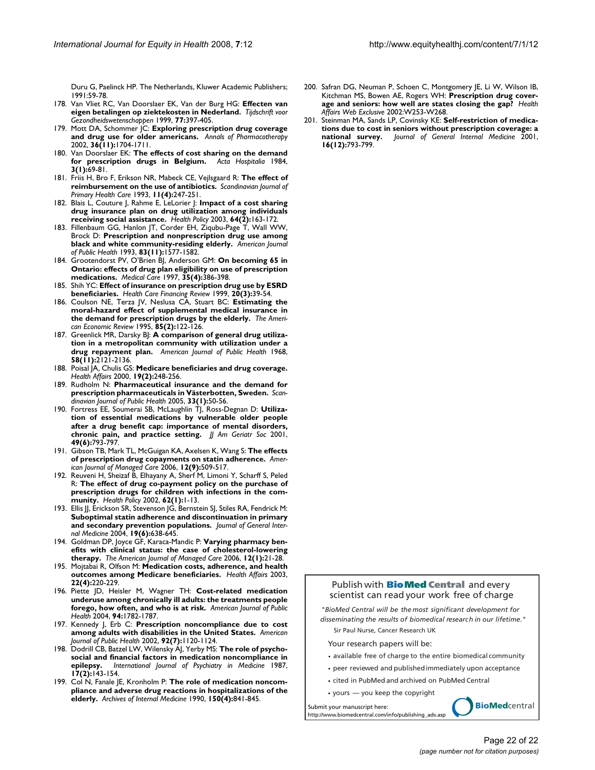Duru G, Paelinck HP. The Netherlands, Kluwer Academic Publishers; 1991:59-78.

178. Van Vliet RC, Van Doorslaer EK, Van der Burg HG: **Effecten van eigen betalingen op ziektekosten in Nederland.** *Tijdschrift voor Gezondheidswetenschappen* 1999, **77:**397-405.
179. Mott DA, Schommer JC: **Exploring prescription drug coverage and drug use for older americans.** *Annals of Pharmacotherapy* 2002, **36(11):**1704-1711.
180. Van Doorslaer EK: **The effects of cost sharing on the demand for prescription drugs in Belgium.** *Acta Hospitalia* 1984, **3(1):**69-81.
181. Friis H, Bro F, Erikson NR, Mabeck CE, Vejlsgaard R: **The effect of reimbursement on the use of antibiotics.** *Scandinavian Journal of Primary Health Care* 1993, **11(4):**247-251.
182. Blais L, Couture J, Rahme E, LeLorier J: **Impact of a cost sharing drug insurance plan on drug utilization among individuals receiving social assistance.** *Health Policy* 2003, **64(2):**163-172.
183. Fillenbaum GG, Hanlon JT, Corder EH, Ziqubu-Page T, Wall WW, Brock D: **Prescription and nonprescription drug use among black and white community-residing elderly.** *American Journal of Public Health* 1993, **83(11):**1577-1582.
184. Grootendorst PV, O'Brien BJ, Anderson GM: **On becoming 65 in Ontario: effects of drug plan eligibility on use of prescription medications.** *Medical Care* 1997, **35(4):**386-398.
185. Shih YC: **Effect of insurance on prescription drug use by ESRD beneficiaries.** *Health Care Financing Review* 1999, **20(3):**39-54.
186. Coulson NE, Terza JV, Neslusa CA, Stuart BC: **Estimating the moral-hazard effect of supplemental medical insurance in the demand for prescription drugs by the elderly.** *The American Economic Review* 1995, **85(2):**122-126.
187. Greenlick MR, Darsky BJ: **A comparison of general drug utilization in a metropolitan community with utilization under a drug repayment plan.** *American Journal of Public Health* 1968, **58(11):**2121-2136.
188. Poisal JA, Chulis GS: **Medicare beneficiaries and drug coverage.** *Health Affairs* 2000, **19(2):**248-256.
189. Rudholm N: **Pharmaceutical insurance and the demand for prescription pharmaceuticals in Västerbotten, Sweden.** *Scandinavian Journal of Public Health* 2005, **33(1):**50-56.
190. Fortress EE, Soumerai SB, McLaughlin TJ, Ross-Degnan D: **Utilization of essential medications by vulnerable older people after a drug benefit cap: importance of mental disorders, chronic pain, and practice setting.** *JJ Am Geriatr Soc* 2001, **49(6):**793-797.
191. Gibson TB, Mark TL, McGuigan KA, Axelsen K, Wang S: **The effects of prescription drug copayments on statin adherence.** *American Journal of Managed Care* 2006, **12(9):**509-517.
192. Reuveni H, Sheizaf B, Elhayany A, Sherf M, Limoni Y, Scharff S, Peled R: **The effect of drug co-payment policy on the purchase of prescription drugs for children with infections in the community.** *Health Policy* 2002, **62(1):**1-13.
193. Ellis JJ, Erickson SR, Stevenson JG, Bernstein SJ, Stiles RA, Fendrick M: **Suboptimal statin adherence and discontinuation in primary and secondary prevention populations.** *Journal of General Internal Medicine* 2004, **19(6):**638-645.
194. Goldman DP, Joyce GF, Karaca-Mandic P: **Varying pharmacy benefits with clinical status: the case of cholesterol-lowering therapy.** *The American Journal of Managed Care* 2006, **12(1):**21-28.
195. Mojtabai R, Olfson M: **Medication costs, adherence, and health outcomes among Medicare beneficiaries.** *Health Affairs* 2003, **22(4):**220-229.
196. Piette JD, Heisler M, Wagner TH: **Cost-related medication underuse among chronically ill adults: the treatments people forego, how often, and who is at risk.** *American Journal of Public Health* 2004, **94:**1782-1787.
197. Kennedy J, Erb C: **Prescription noncompliance due to cost among adults with disabilities in the United States.** *American Journal of Public Health* 2002, **92(7):**1120-1124.
198. Dodrill CB, Batzel LW, Wilensky AJ, Yerby MS: **The role of psychosocial and financial factors in medication noncompliance in epilepsy.** *International Journal of Psychiatry in Medicine* 1987, **17(2):**143-154.
199. Col N, Fanale JE, Kronholm P: **The role of medication noncompliance and adverse drug reactions in hospitalizations of the elderly.** *Archives of Internal Medicine* 1990, **150(4):**841-845.
200. Safran DG, Neuman P, Schoen C, Montgomery JE, Li W, Wilson IB, Kitchman MS, Bowen AE, Rogers WH: **Prescription drug coverage and seniors: how well are states closing the gap?** *Health Affairs Web Exclusive* 2002:W253-W268.
201. Steinman MA, Sands LP, Covinsky KE: **Self-restriction of medications due to cost in seniors without prescription coverage: a national survey.** *Journal of General Internal Medicine* 2001, **16(12):**793-799.

Publish with **BioMed Central** and every scientist can read your work free of charge

*"BioMed Central will be the most significant development for disseminating the results of biomedical research in our lifetime."*

Sir Paul Nurse, Cancer Research UK

Your research papers will be:

- available free of charge to the entire biomedical community
- peer reviewed and published immediately upon acceptance
- cited in PubMed and archived on PubMed Central
- yours — you keep the copyright

Submit your manuscript here:
http://www.biomedcentral.com/info/publishing_adv.asp

BioMedcentral